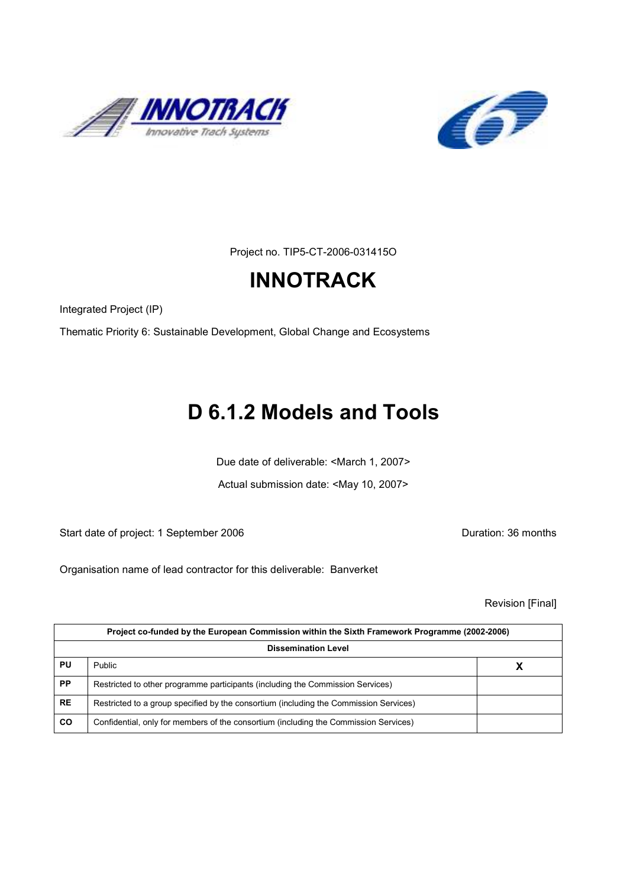Project no. TIP5-CT-2006-031415O

# INNOTRACK

Integrated Project (IP)

Thematic Priority 6: Sustainable Development, Global Change and Ecosystems

# D 6.1.2 Models and Tools

Due date of deliverable: <March 1, 2007>

Actual submission date: <May 10, 2007>

Start date of project: 1 September 2006 Duration: 36 months

Organisation name of lead contractor for this deliverable: Banverket

Revision [Final]

| Project co-funded by the European Commission within the Sixth Framework Programme (2002-2006) | | |
|---|---|---|
| **Dissemination Level** | | |
| **PU** | Public | **X** |
| **PP** | Restricted to other programme participants (including the Commission Services) | |
| **RE** | Restricted to a group specified by the consortium (including the Commission Services) | |
| **CO** | Confidential, only for members of the consortium (including the Commission Services) | |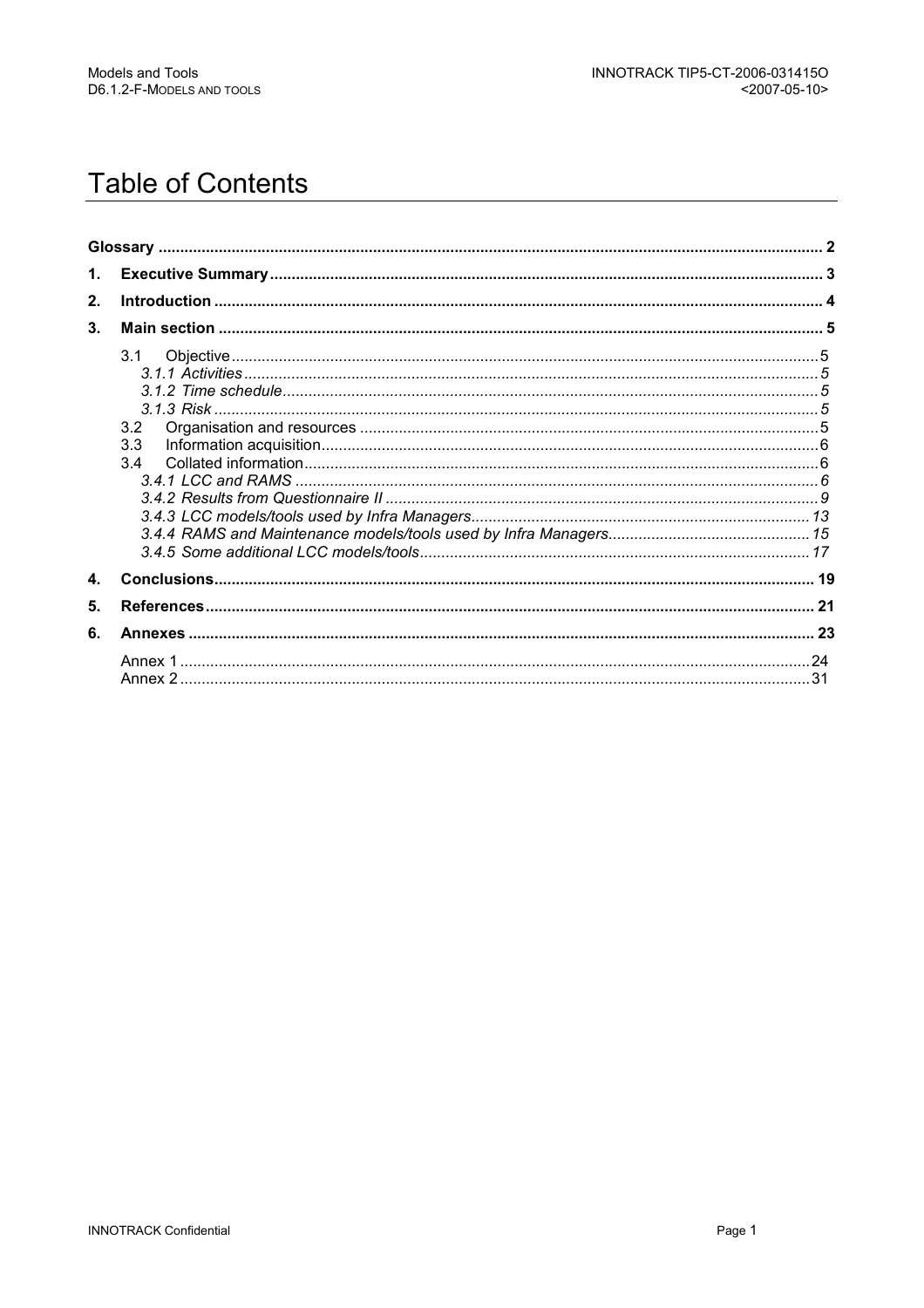# Table of Contents

**Glossary** ..... **2**

**1. Executive Summary** ..... **3**

**2. Introduction** ..... **4**

**3. Main section** ..... **5**

- 3.1 Objective ..... 5
  - *3.1.1 Activities* ..... *5*
  - *3.1.2 Time schedule* ..... *5*
  - *3.1.3 Risk* ..... *5*
- 3.2 Organisation and resources ..... 5
- 3.3 Information acquisition ..... 6
- 3.4 Collated information ..... 6
  - *3.4.1 LCC and RAMS* ..... *6*
  - *3.4.2 Results from Questionnaire II* ..... *9*
  - *3.4.3 LCC models/tools used by Infra Managers* ..... *13*
  - *3.4.4 RAMS and Maintenance models/tools used by Infra Managers* ..... *15*
  - *3.4.5 Some additional LCC models/tools* ..... *17*

**4. Conclusions** ..... **19**

**5. References** ..... **21**

**6. Annexes** ..... **23**

- Annex 1 ..... 24
- Annex 2 ..... 31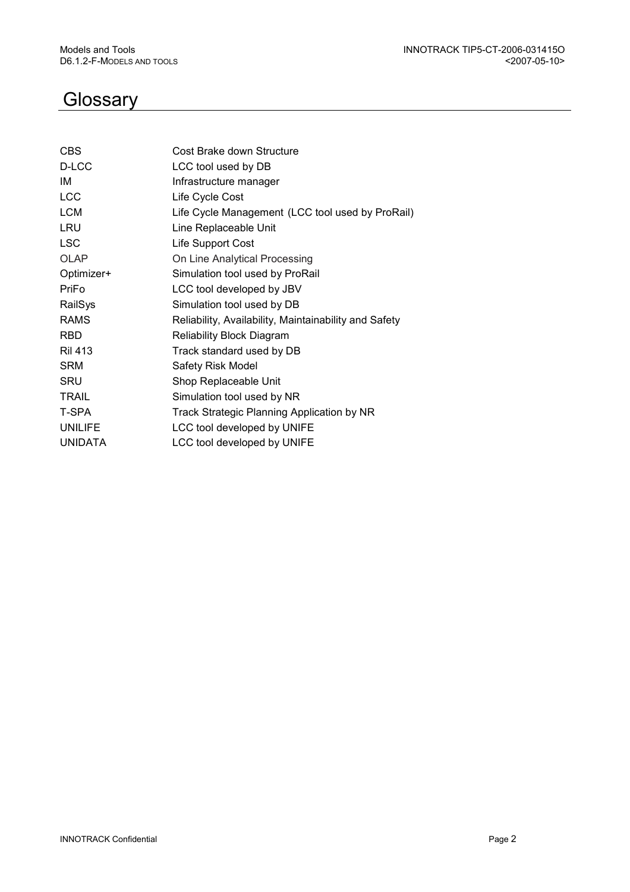# Glossary

| | |
|---|---|
| CBS | Cost Brake down Structure |
| D-LCC | LCC tool used by DB |
| IM | Infrastructure manager |
| LCC | Life Cycle Cost |
| LCM | Life Cycle Management (LCC tool used by ProRail) |
| LRU | Line Replaceable Unit |
| LSC | Life Support Cost |
| OLAP | On Line Analytical Processing |
| Optimizer+ | Simulation tool used by ProRail |
| PriFo | LCC tool developed by JBV |
| RailSys | Simulation tool used by DB |
| RAMS | Reliability, Availability, Maintainability and Safety |
| RBD | Reliability Block Diagram |
| Ril 413 | Track standard used by DB |
| SRM | Safety Risk Model |
| SRU | Shop Replaceable Unit |
| TRAIL | Simulation tool used by NR |
| T-SPA | Track Strategic Planning Application by NR |
| UNILIFE | LCC tool developed by UNIFE |
| UNIDATA | LCC tool developed by UNIFE |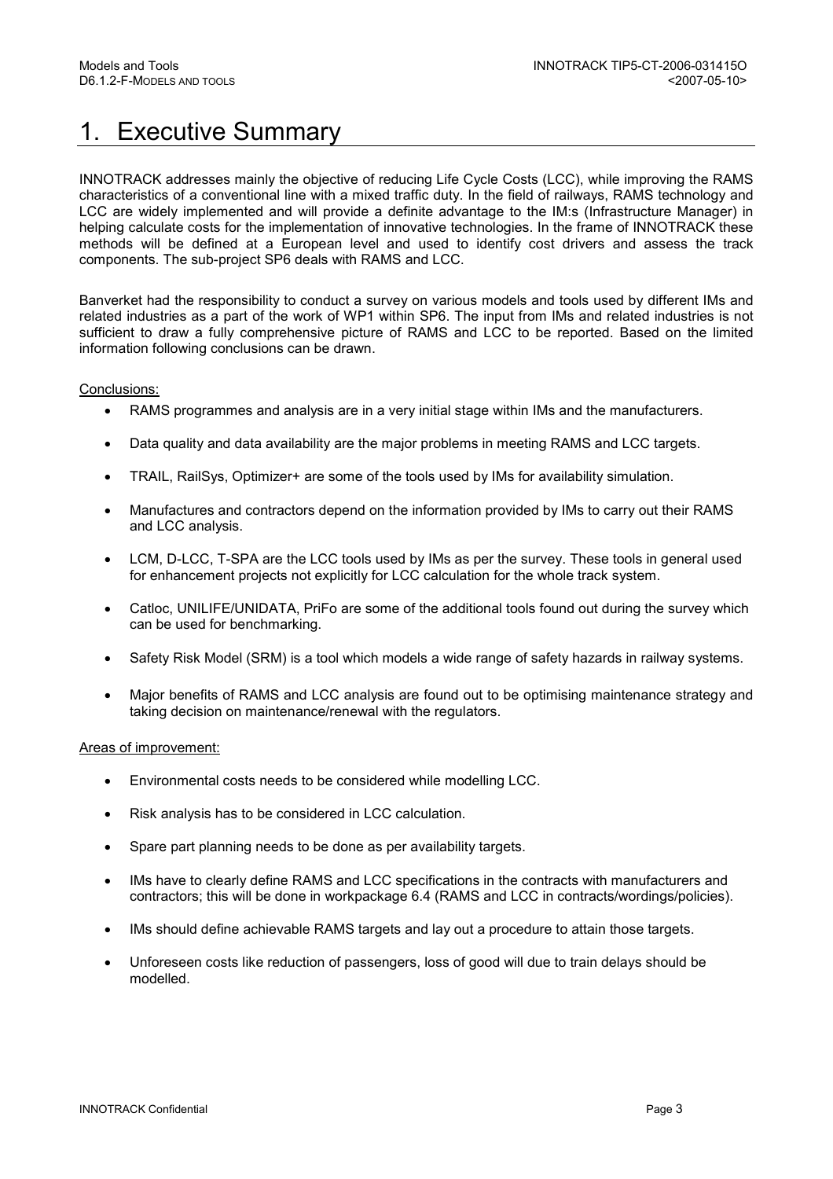# 1. Executive Summary

INNOTRACK addresses mainly the objective of reducing Life Cycle Costs (LCC), while improving the RAMS characteristics of a conventional line with a mixed traffic duty. In the field of railways, RAMS technology and LCC are widely implemented and will provide a definite advantage to the IM:s (Infrastructure Manager) in helping calculate costs for the implementation of innovative technologies. In the frame of INNOTRACK these methods will be defined at a European level and used to identify cost drivers and assess the track components. The sub-project SP6 deals with RAMS and LCC.

Banverket had the responsibility to conduct a survey on various models and tools used by different IMs and related industries as a part of the work of WP1 within SP6. The input from IMs and related industries is not sufficient to draw a fully comprehensive picture of RAMS and LCC to be reported. Based on the limited information following conclusions can be drawn.

Conclusions:

- RAMS programmes and analysis are in a very initial stage within IMs and the manufacturers.
- Data quality and data availability are the major problems in meeting RAMS and LCC targets.
- TRAIL, RailSys, Optimizer+ are some of the tools used by IMs for availability simulation.
- Manufactures and contractors depend on the information provided by IMs to carry out their RAMS and LCC analysis.
- LCM, D-LCC, T-SPA are the LCC tools used by IMs as per the survey. These tools in general used for enhancement projects not explicitly for LCC calculation for the whole track system.
- Catloc, UNILIFE/UNIDATA, PriFo are some of the additional tools found out during the survey which can be used for benchmarking.
- Safety Risk Model (SRM) is a tool which models a wide range of safety hazards in railway systems.
- Major benefits of RAMS and LCC analysis are found out to be optimising maintenance strategy and taking decision on maintenance/renewal with the regulators.

Areas of improvement:

- Environmental costs needs to be considered while modelling LCC.
- Risk analysis has to be considered in LCC calculation.
- Spare part planning needs to be done as per availability targets.
- IMs have to clearly define RAMS and LCC specifications in the contracts with manufacturers and contractors; this will be done in workpackage 6.4 (RAMS and LCC in contracts/wordings/policies).
- IMs should define achievable RAMS targets and lay out a procedure to attain those targets.
- Unforeseen costs like reduction of passengers, loss of good will due to train delays should be modelled.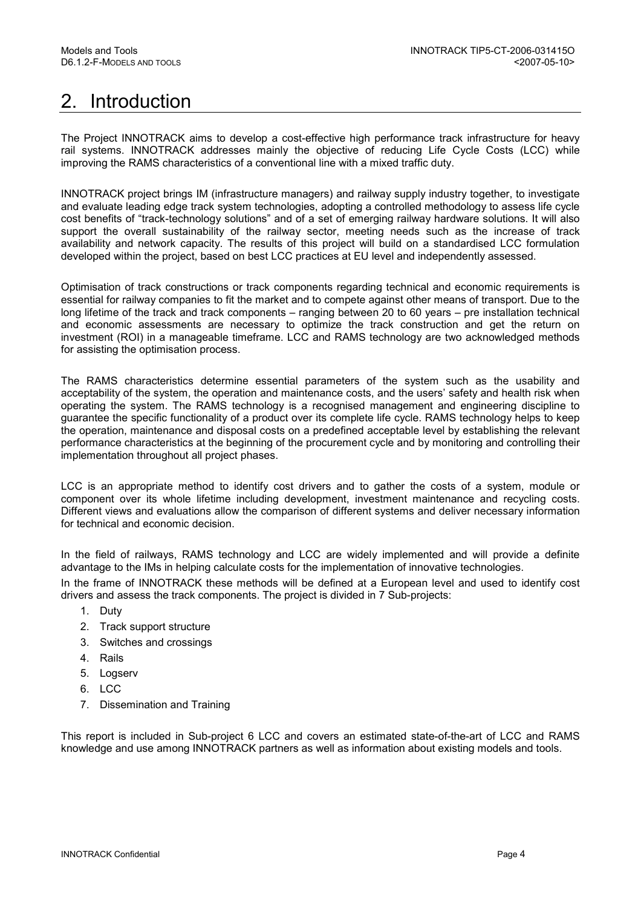# 2. Introduction

The Project INNOTRACK aims to develop a cost-effective high performance track infrastructure for heavy rail systems. INNOTRACK addresses mainly the objective of reducing Life Cycle Costs (LCC) while improving the RAMS characteristics of a conventional line with a mixed traffic duty.

INNOTRACK project brings IM (infrastructure managers) and railway supply industry together, to investigate and evaluate leading edge track system technologies, adopting a controlled methodology to assess life cycle cost benefits of "track-technology solutions" and of a set of emerging railway hardware solutions. It will also support the overall sustainability of the railway sector, meeting needs such as the increase of track availability and network capacity. The results of this project will build on a standardised LCC formulation developed within the project, based on best LCC practices at EU level and independently assessed.

Optimisation of track constructions or track components regarding technical and economic requirements is essential for railway companies to fit the market and to compete against other means of transport. Due to the long lifetime of the track and track components – ranging between 20 to 60 years – pre installation technical and economic assessments are necessary to optimize the track construction and get the return on investment (ROI) in a manageable timeframe. LCC and RAMS technology are two acknowledged methods for assisting the optimisation process.

The RAMS characteristics determine essential parameters of the system such as the usability and acceptability of the system, the operation and maintenance costs, and the users' safety and health risk when operating the system. The RAMS technology is a recognised management and engineering discipline to guarantee the specific functionality of a product over its complete life cycle. RAMS technology helps to keep the operation, maintenance and disposal costs on a predefined acceptable level by establishing the relevant performance characteristics at the beginning of the procurement cycle and by monitoring and controlling their implementation throughout all project phases.

LCC is an appropriate method to identify cost drivers and to gather the costs of a system, module or component over its whole lifetime including development, investment maintenance and recycling costs. Different views and evaluations allow the comparison of different systems and deliver necessary information for technical and economic decision.

In the field of railways, RAMS technology and LCC are widely implemented and will provide a definite advantage to the IMs in helping calculate costs for the implementation of innovative technologies.

In the frame of INNOTRACK these methods will be defined at a European level and used to identify cost drivers and assess the track components. The project is divided in 7 Sub-projects:

1. Duty
2. Track support structure
3. Switches and crossings
4. Rails
5. Logserv
6. LCC
7. Dissemination and Training

This report is included in Sub-project 6 LCC and covers an estimated state-of-the-art of LCC and RAMS knowledge and use among INNOTRACK partners as well as information about existing models and tools.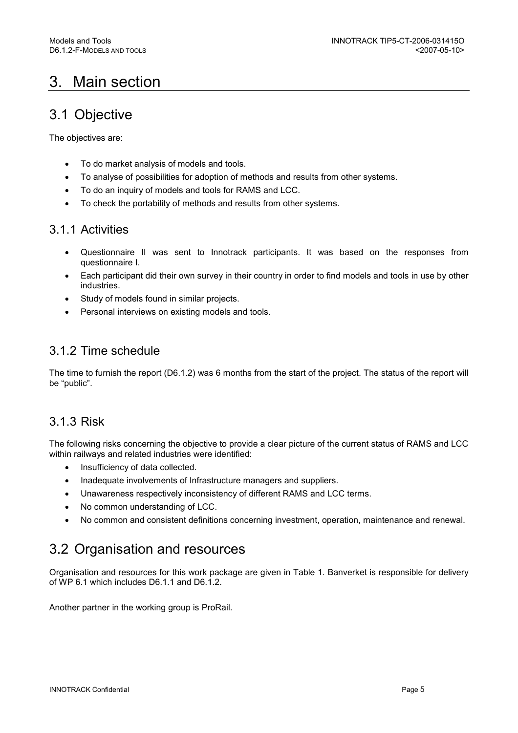# 3. Main section

## 3.1 Objective

The objectives are:

- To do market analysis of models and tools.
- To analyse of possibilities for adoption of methods and results from other systems.
- To do an inquiry of models and tools for RAMS and LCC.
- To check the portability of methods and results from other systems.

### 3.1.1 Activities

- Questionnaire II was sent to Innotrack participants. It was based on the responses from questionnaire I.
- Each participant did their own survey in their country in order to find models and tools in use by other industries.
- Study of models found in similar projects.
- Personal interviews on existing models and tools.

### 3.1.2 Time schedule

The time to furnish the report (D6.1.2) was 6 months from the start of the project. The status of the report will be "public".

### 3.1.3 Risk

The following risks concerning the objective to provide a clear picture of the current status of RAMS and LCC within railways and related industries were identified:

- Insufficiency of data collected.
- Inadequate involvements of Infrastructure managers and suppliers.
- Unawareness respectively inconsistency of different RAMS and LCC terms.
- No common understanding of LCC.
- No common and consistent definitions concerning investment, operation, maintenance and renewal.

## 3.2 Organisation and resources

Organisation and resources for this work package are given in Table 1. Banverket is responsible for delivery of WP 6.1 which includes D6.1.1 and D6.1.2.

Another partner in the working group is ProRail.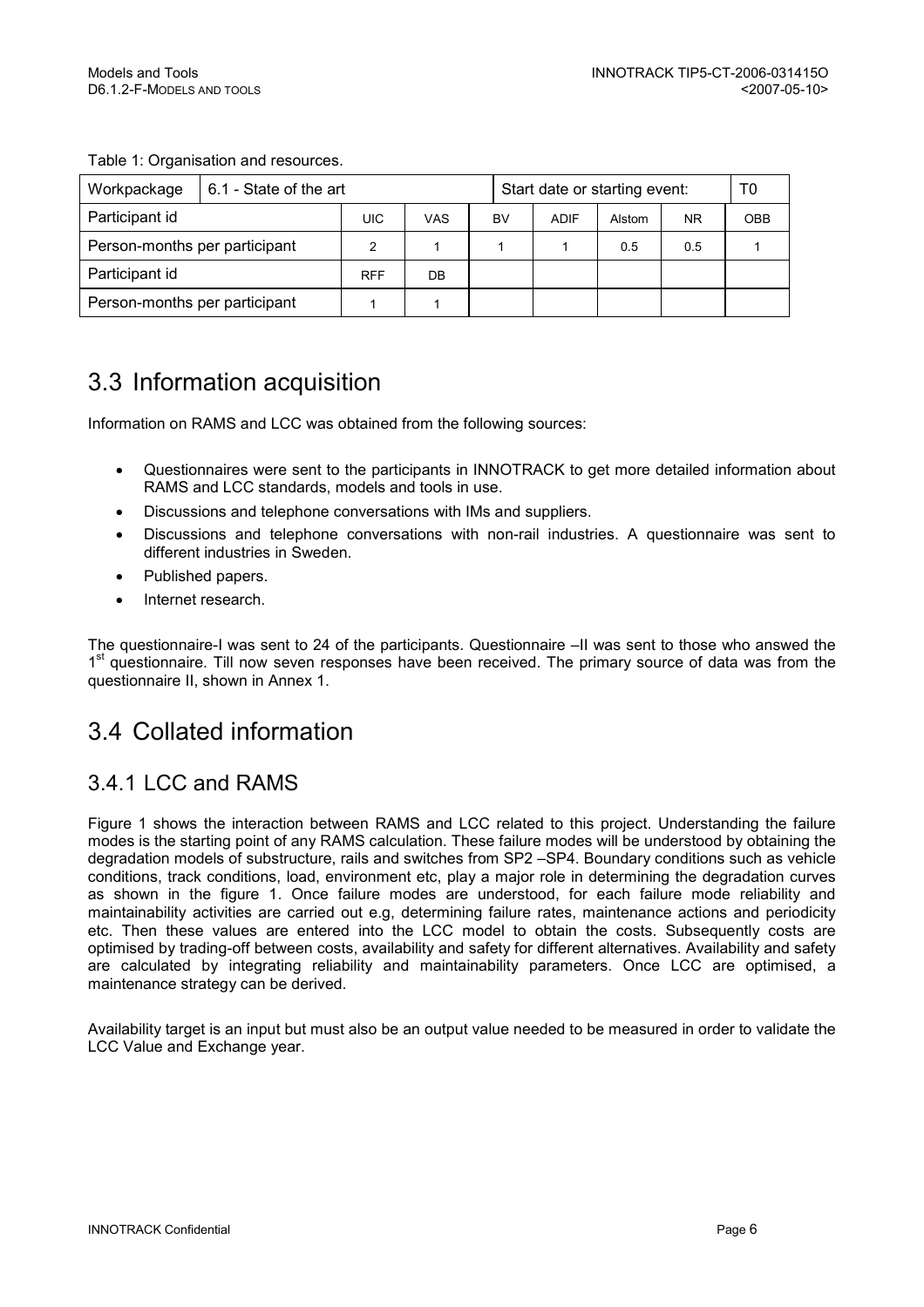Table 1: Organisation and resources.

| Workpackage | 6.1 - State of the art | | | Start date or starting event: | | | T0 |
|---|---|---|---|---|---|---|---|
| Participant id | UIC | VAS | BV | ADIF | Alstom | NR | OBB |
| Person-months per participant | 2 | 1 | 1 | 1 | 0.5 | 0.5 | 1 |
| Participant id | RFF | DB | | | | | |
| Person-months per participant | 1 | 1 | | | | | |

## 3.3 Information acquisition

Information on RAMS and LCC was obtained from the following sources:

- Questionnaires were sent to the participants in INNOTRACK to get more detailed information about RAMS and LCC standards, models and tools in use.
- Discussions and telephone conversations with IMs and suppliers.
- Discussions and telephone conversations with non-rail industries. A questionnaire was sent to different industries in Sweden.
- Published papers.
- Internet research.

The questionnaire-I was sent to 24 of the participants. Questionnaire –II was sent to those who answed the 1[st] questionnaire. Till now seven responses have been received. The primary source of data was from the questionnaire II, shown in Annex 1.

## 3.4 Collated information

### 3.4.1 LCC and RAMS

Figure 1 shows the interaction between RAMS and LCC related to this project. Understanding the failure modes is the starting point of any RAMS calculation. These failure modes will be understood by obtaining the degradation models of substructure, rails and switches from SP2 –SP4. Boundary conditions such as vehicle conditions, track conditions, load, environment etc, play a major role in determining the degradation curves as shown in the figure 1. Once failure modes are understood, for each failure mode reliability and maintainability activities are carried out e.g, determining failure rates, maintenance actions and periodicity etc. Then these values are entered into the LCC model to obtain the costs. Subsequently costs are optimised by trading-off between costs, availability and safety for different alternatives. Availability and safety are calculated by integrating reliability and maintainability parameters. Once LCC are optimised, a maintenance strategy can be derived.

Availability target is an input but must also be an output value needed to be measured in order to validate the LCC Value and Exchange year.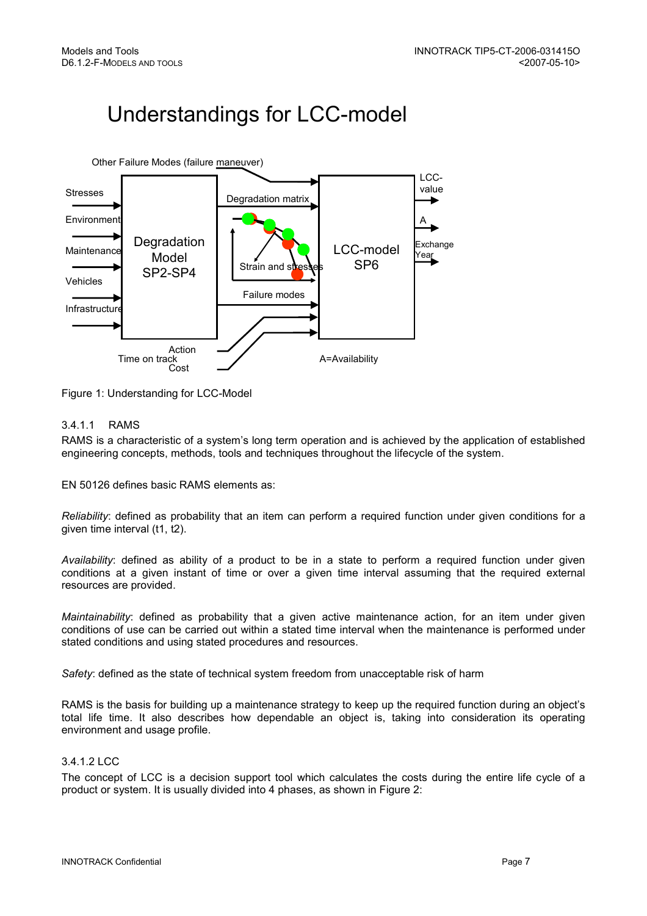# Understandings for LCC-model

Other Failure Modes (failure maneuver)

Stresses

Environment

Maintenance

Vehicles

Infrastructure

Degradation Model SP2-SP4

Degradation matrix

Strain and stresses

Failure modes

Action

Time on track

Cost

LCC-model SP6

LCC-value

A

Exchange Year

A=Availability

Figure 1: Understanding for LCC-Model

#### 3.4.1.1 RAMS

RAMS is a characteristic of a system's long term operation and is achieved by the application of established engineering concepts, methods, tools and techniques throughout the lifecycle of the system.

EN 50126 defines basic RAMS elements as:

*Reliability*: defined as probability that an item can perform a required function under given conditions for a given time interval (t1, t2).

*Availability*: defined as ability of a product to be in a state to perform a required function under given conditions at a given instant of time or over a given time interval assuming that the required external resources are provided.

*Maintainability*: defined as probability that a given active maintenance action, for an item under given conditions of use can be carried out within a stated time interval when the maintenance is performed under stated conditions and using stated procedures and resources.

*Safety*: defined as the state of technical system freedom from unacceptable risk of harm

RAMS is the basis for building up a maintenance strategy to keep up the required function during an object's total life time. It also describes how dependable an object is, taking into consideration its operating environment and usage profile.

#### 3.4.1.2 LCC

The concept of LCC is a decision support tool which calculates the costs during the entire life cycle of a product or system. It is usually divided into 4 phases, as shown in Figure 2: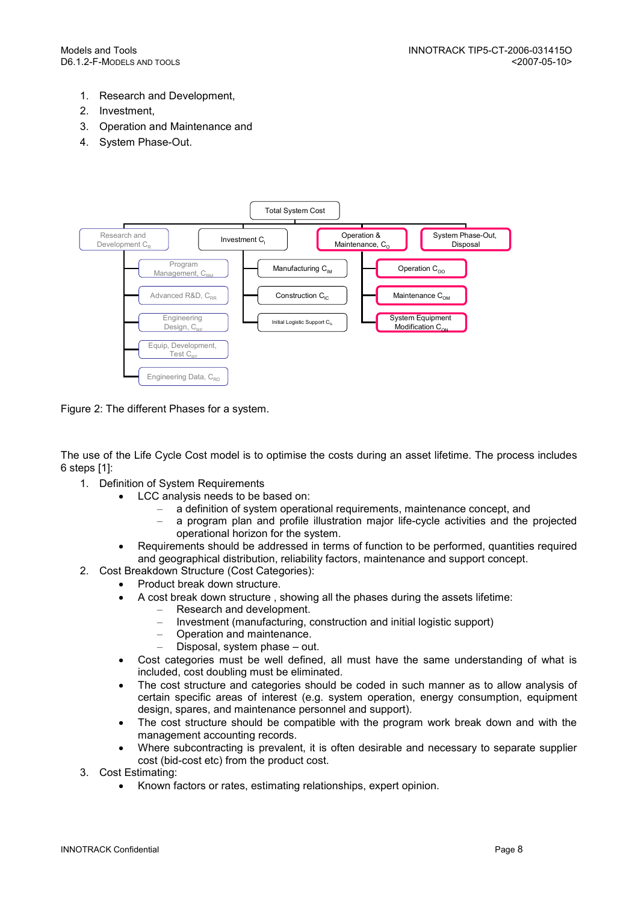1. Research and Development,
2. Investment,
3. Operation and Maintenance and
4. System Phase-Out.

- Total System Cost
  - Research and Development $C_R$
    - Program Management, $C_{RM}$
    - Advanced R&D, $C_{RR}$
    - Engineering Design, $C_{RE}$
    - Equip, Development, Test $C_{RT}$
    - Engineering Data, $C_{RD}$
  - Investment $C_I$
    - Manufacturing $C_{IM}$
    - Construction $C_{IC}$
    - Initial Logistic Support $C_{IL}$
  - Operation & Maintenance, $C_O$
    - Operation $C_{OO}$
    - Maintenance $C_{OM}$
    - System Equipment Modification $C_{ON}$
  - System Phase-Out, Disposal

Figure 2: The different Phases for a system.

The use of the Life Cycle Cost model is to optimise the costs during an asset lifetime. The process includes 6 steps [1]:

1. Definition of System Requirements
   - LCC analysis needs to be based on:
     - a definition of system operational requirements, maintenance concept, and
     - a program plan and profile illustration major life-cycle activities and the projected operational horizon for the system.
   - Requirements should be addressed in terms of function to be performed, quantities required and geographical distribution, reliability factors, maintenance and support concept.
2. Cost Breakdown Structure (Cost Categories):
   - Product break down structure.
   - A cost break down structure , showing all the phases during the assets lifetime:
     - Research and development.
     - Investment (manufacturing, construction and initial logistic support)
     - Operation and maintenance.
     - Disposal, system phase – out.
   - Cost categories must be well defined, all must have the same understanding of what is included, cost doubling must be eliminated.
   - The cost structure and categories should be coded in such manner as to allow analysis of certain specific areas of interest (e.g. system operation, energy consumption, equipment design, spares, and maintenance personnel and support).
   - The cost structure should be compatible with the program work break down and with the management accounting records.
   - Where subcontracting is prevalent, it is often desirable and necessary to separate supplier cost (bid-cost etc) from the product cost.
3. Cost Estimating:
   - Known factors or rates, estimating relationships, expert opinion.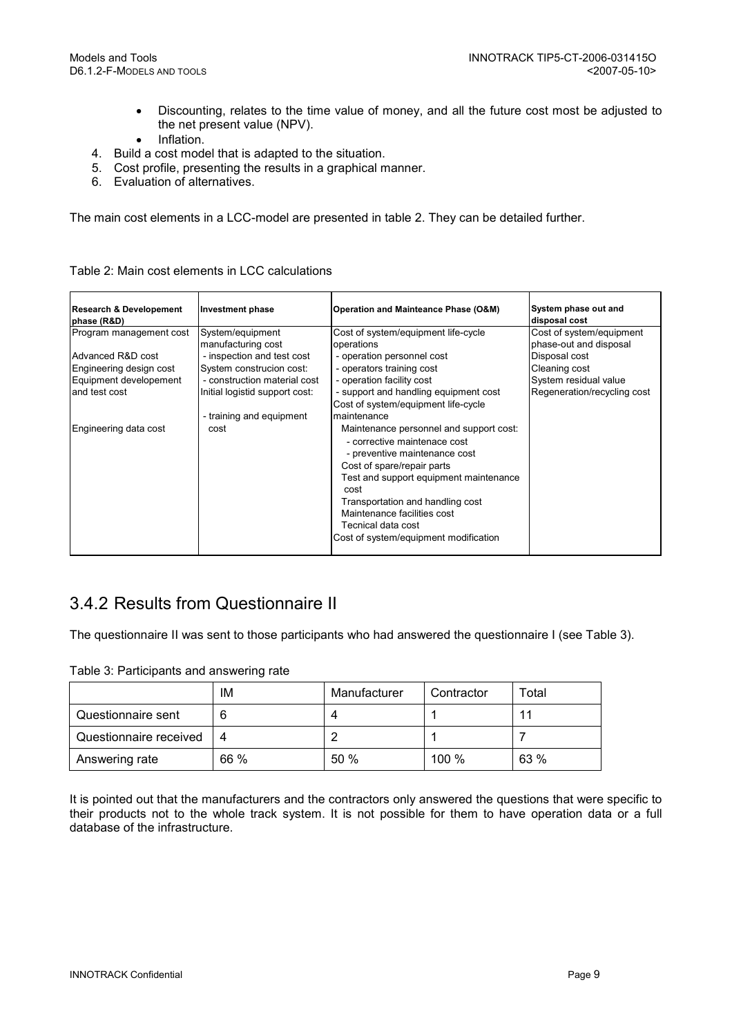- Discounting, relates to the time value of money, and all the future cost most be adjusted to the net present value (NPV).
- Inflation.

4. Build a cost model that is adapted to the situation.
5. Cost profile, presenting the results in a graphical manner.
6. Evaluation of alternatives.

The main cost elements in a LCC-model are presented in table 2. They can be detailed further.

Table 2: Main cost elements in LCC calculations

| **Research & Developement phase (R&D)** | **Investment phase** | **Operation and Mainteance Phase (O&M)** | **System phase out and disposal cost** |
|---|---|---|---|
| Program management cost<br><br>Advanced R&D cost<br>Engineering design cost<br>Equipment developement and test cost<br><br><br>Engineering data cost | System/equipment manufacturing cost<br>- inspection and test cost<br>System construcion cost:<br>- construction material cost<br>Initial logistid support cost:<br><br>- training and equipment cost | Cost of system/equipment life-cycle operations<br>- operation personnel cost<br>- operators training cost<br>- operation facility cost<br>- support and handling equipment cost<br>Cost of system/equipment life-cycle maintenance<br>Maintenance personnel and support cost:<br>- corrective maintenace cost<br>- preventive maintenance cost<br>Cost of spare/repair parts<br>Test and support equipment maintenance cost<br>Transportation and handling cost<br>Maintenance facilities cost<br>Tecnical data cost<br>Cost of system/equipment modification | Cost of system/equipment phase-out and disposal<br>Disposal cost<br>Cleaning cost<br>System residual value<br>Regeneration/recycling cost |

## 3.4.2 Results from Questionnaire II

The questionnaire II was sent to those participants who had answered the questionnaire I (see Table 3).

Table 3: Participants and answering rate

| | IM | Manufacturer | Contractor | Total |
|---|---|---|---|---|
| Questionnaire sent | 6 | 4 | 1 | 11 |
| Questionnaire received | 4 | 2 | 1 | 7 |
| Answering rate | 66 % | 50 % | 100 % | 63 % |

It is pointed out that the manufacturers and the contractors only answered the questions that were specific to their products not to the whole track system. It is not possible for them to have operation data or a full database of the infrastructure.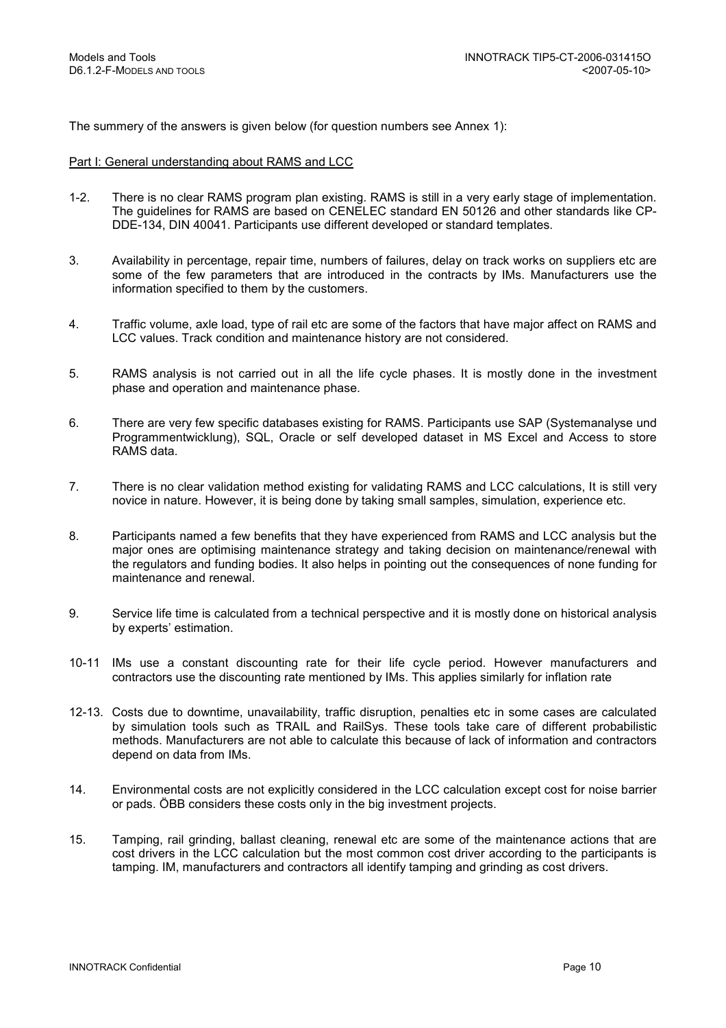The summery of the answers is given below (for question numbers see Annex 1):

Part I: General understanding about RAMS and LCC

1-2. There is no clear RAMS program plan existing. RAMS is still in a very early stage of implementation. The guidelines for RAMS are based on CENELEC standard EN 50126 and other standards like CP-DDE-134, DIN 40041. Participants use different developed or standard templates.

3. Availability in percentage, repair time, numbers of failures, delay on track works on suppliers etc are some of the few parameters that are introduced in the contracts by IMs. Manufacturers use the information specified to them by the customers.

4. Traffic volume, axle load, type of rail etc are some of the factors that have major affect on RAMS and LCC values. Track condition and maintenance history are not considered.

5. RAMS analysis is not carried out in all the life cycle phases. It is mostly done in the investment phase and operation and maintenance phase.

6. There are very few specific databases existing for RAMS. Participants use SAP (Systemanalyse und Programmentwicklung), SQL, Oracle or self developed dataset in MS Excel and Access to store RAMS data.

7. There is no clear validation method existing for validating RAMS and LCC calculations, It is still very novice in nature. However, it is being done by taking small samples, simulation, experience etc.

8. Participants named a few benefits that they have experienced from RAMS and LCC analysis but the major ones are optimising maintenance strategy and taking decision on maintenance/renewal with the regulators and funding bodies. It also helps in pointing out the consequences of none funding for maintenance and renewal.

9. Service life time is calculated from a technical perspective and it is mostly done on historical analysis by experts' estimation.

10-11 IMs use a constant discounting rate for their life cycle period. However manufacturers and contractors use the discounting rate mentioned by IMs. This applies similarly for inflation rate

12-13. Costs due to downtime, unavailability, traffic disruption, penalties etc in some cases are calculated by simulation tools such as TRAIL and RailSys. These tools take care of different probabilistic methods. Manufacturers are not able to calculate this because of lack of information and contractors depend on data from IMs.

14. Environmental costs are not explicitly considered in the LCC calculation except cost for noise barrier or pads. ÖBB considers these costs only in the big investment projects.

15. Tamping, rail grinding, ballast cleaning, renewal etc are some of the maintenance actions that are cost drivers in the LCC calculation but the most common cost driver according to the participants is tamping. IM, manufacturers and contractors all identify tamping and grinding as cost drivers.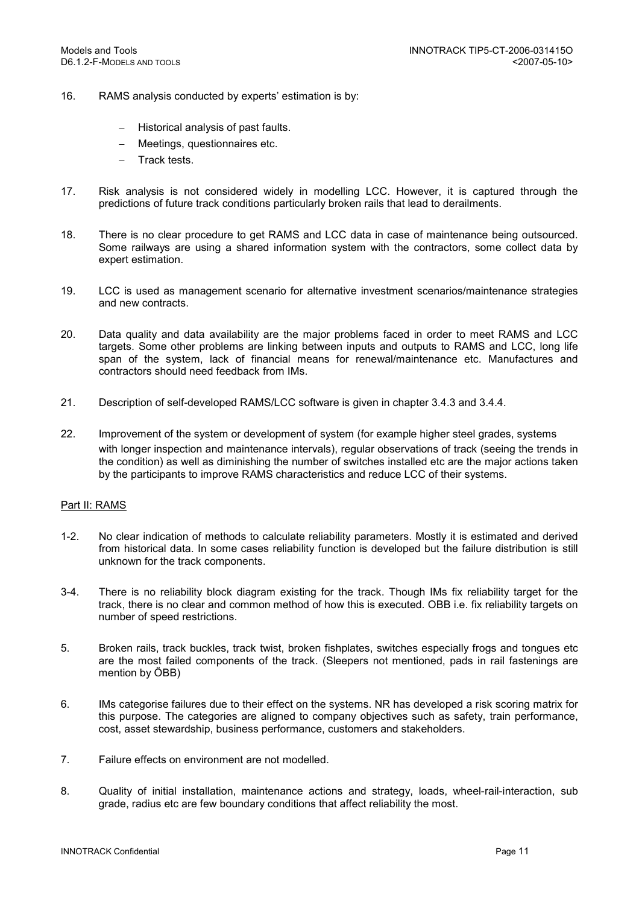16. RAMS analysis conducted by experts' estimation is by:

    - Historical analysis of past faults.
    - Meetings, questionnaires etc.
    - Track tests.

17. Risk analysis is not considered widely in modelling LCC. However, it is captured through the predictions of future track conditions particularly broken rails that lead to derailments.

18. There is no clear procedure to get RAMS and LCC data in case of maintenance being outsourced. Some railways are using a shared information system with the contractors, some collect data by expert estimation.

19. LCC is used as management scenario for alternative investment scenarios/maintenance strategies and new contracts.

20. Data quality and data availability are the major problems faced in order to meet RAMS and LCC targets. Some other problems are linking between inputs and outputs to RAMS and LCC, long life span of the system, lack of financial means for renewal/maintenance etc. Manufactures and contractors should need feedback from IMs.

21. Description of self-developed RAMS/LCC software is given in chapter 3.4.3 and 3.4.4.

22. Improvement of the system or development of system (for example higher steel grades, systems with longer inspection and maintenance intervals), regular observations of track (seeing the trends in the condition) as well as diminishing the number of switches installed etc are the major actions taken by the participants to improve RAMS characteristics and reduce LCC of their systems.

Part II: RAMS

1-2. No clear indication of methods to calculate reliability parameters. Mostly it is estimated and derived from historical data. In some cases reliability function is developed but the failure distribution is still unknown for the track components.

3-4. There is no reliability block diagram existing for the track. Though IMs fix reliability target for the track, there is no clear and common method of how this is executed. OBB i.e. fix reliability targets on number of speed restrictions.

5. Broken rails, track buckles, track twist, broken fishplates, switches especially frogs and tongues etc are the most failed components of the track. (Sleepers not mentioned, pads in rail fastenings are mention by ÖBB)

6. IMs categorise failures due to their effect on the systems. NR has developed a risk scoring matrix for this purpose. The categories are aligned to company objectives such as safety, train performance, cost, asset stewardship, business performance, customers and stakeholders.

7. Failure effects on environment are not modelled.

8. Quality of initial installation, maintenance actions and strategy, loads, wheel-rail-interaction, sub grade, radius etc are few boundary conditions that affect reliability the most.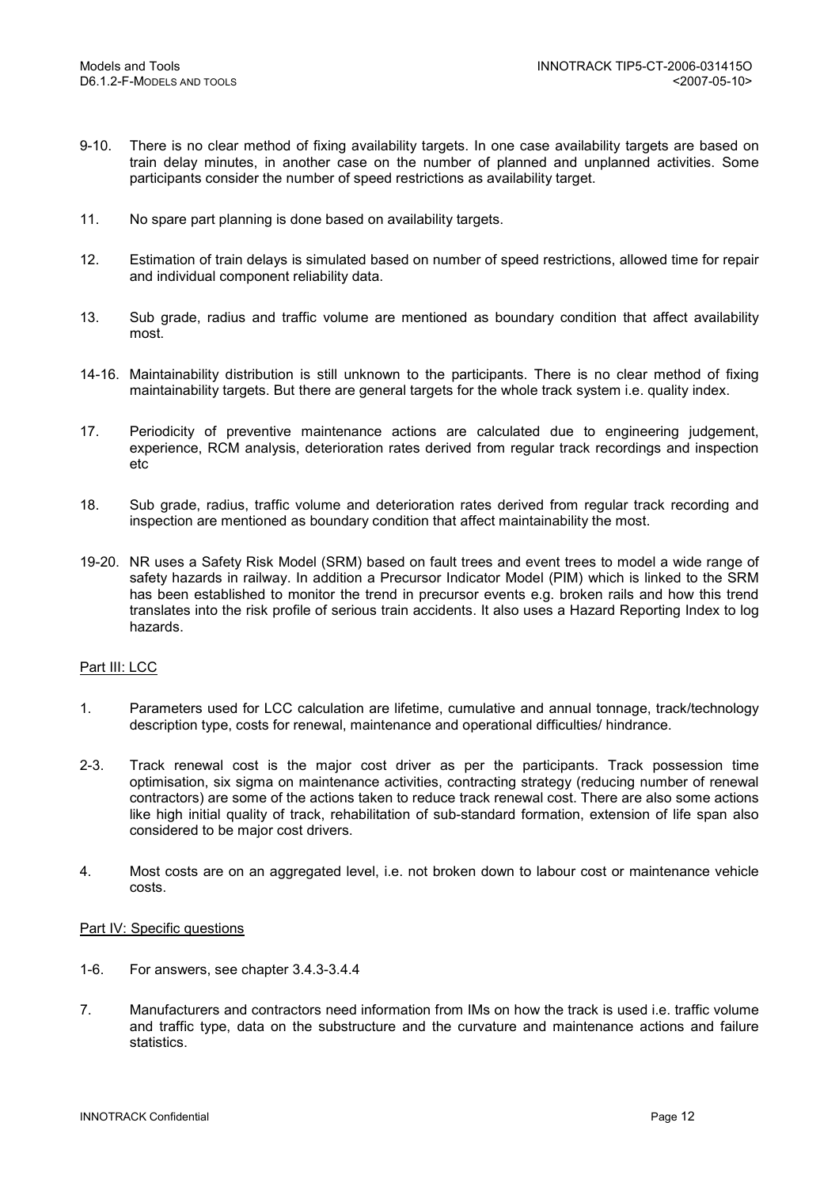9-10. There is no clear method of fixing availability targets. In one case availability targets are based on train delay minutes, in another case on the number of planned and unplanned activities. Some participants consider the number of speed restrictions as availability target.

11. No spare part planning is done based on availability targets.

12. Estimation of train delays is simulated based on number of speed restrictions, allowed time for repair and individual component reliability data.

13. Sub grade, radius and traffic volume are mentioned as boundary condition that affect availability most.

14-16. Maintainability distribution is still unknown to the participants. There is no clear method of fixing maintainability targets. But there are general targets for the whole track system i.e. quality index.

17. Periodicity of preventive maintenance actions are calculated due to engineering judgement, experience, RCM analysis, deterioration rates derived from regular track recordings and inspection etc

18. Sub grade, radius, traffic volume and deterioration rates derived from regular track recording and inspection are mentioned as boundary condition that affect maintainability the most.

19-20. NR uses a Safety Risk Model (SRM) based on fault trees and event trees to model a wide range of safety hazards in railway. In addition a Precursor Indicator Model (PIM) which is linked to the SRM has been established to monitor the trend in precursor events e.g. broken rails and how this trend translates into the risk profile of serious train accidents. It also uses a Hazard Reporting Index to log hazards.

Part III: LCC

1. Parameters used for LCC calculation are lifetime, cumulative and annual tonnage, track/technology description type, costs for renewal, maintenance and operational difficulties/ hindrance.

2-3. Track renewal cost is the major cost driver as per the participants. Track possession time optimisation, six sigma on maintenance activities, contracting strategy (reducing number of renewal contractors) are some of the actions taken to reduce track renewal cost. There are also some actions like high initial quality of track, rehabilitation of sub-standard formation, extension of life span also considered to be major cost drivers.

4. Most costs are on an aggregated level, i.e. not broken down to labour cost or maintenance vehicle costs.

Part IV: Specific questions

1-6. For answers, see chapter 3.4.3-3.4.4

7. Manufacturers and contractors need information from IMs on how the track is used i.e. traffic volume and traffic type, data on the substructure and the curvature and maintenance actions and failure statistics.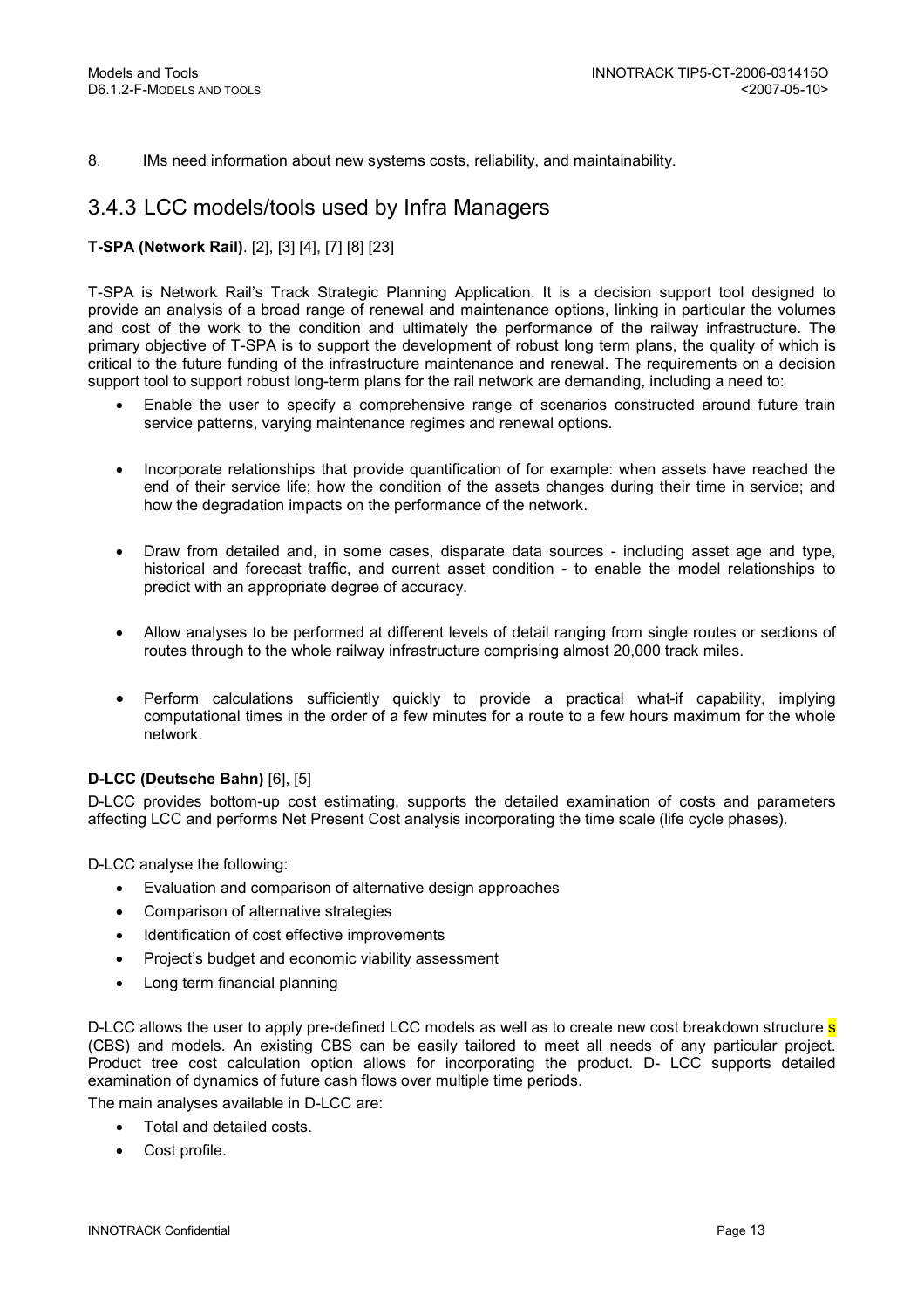8. IMs need information about new systems costs, reliability, and maintainability.

## 3.4.3 LCC models/tools used by Infra Managers

**T-SPA (Network Rail)**. [2], [3] [4], [7] [8] [23]

T-SPA is Network Rail's Track Strategic Planning Application. It is a decision support tool designed to provide an analysis of a broad range of renewal and maintenance options, linking in particular the volumes and cost of the work to the condition and ultimately the performance of the railway infrastructure. The primary objective of T-SPA is to support the development of robust long term plans, the quality of which is critical to the future funding of the infrastructure maintenance and renewal. The requirements on a decision support tool to support robust long-term plans for the rail network are demanding, including a need to:

- Enable the user to specify a comprehensive range of scenarios constructed around future train service patterns, varying maintenance regimes and renewal options.
- Incorporate relationships that provide quantification of for example: when assets have reached the end of their service life; how the condition of the assets changes during their time in service; and how the degradation impacts on the performance of the network.
- Draw from detailed and, in some cases, disparate data sources - including asset age and type, historical and forecast traffic, and current asset condition - to enable the model relationships to predict with an appropriate degree of accuracy.
- Allow analyses to be performed at different levels of detail ranging from single routes or sections of routes through to the whole railway infrastructure comprising almost 20,000 track miles.
- Perform calculations sufficiently quickly to provide a practical what-if capability, implying computational times in the order of a few minutes for a route to a few hours maximum for the whole network.

**D-LCC (Deutsche Bahn)** [6], [5]

D-LCC provides bottom-up cost estimating, supports the detailed examination of costs and parameters affecting LCC and performs Net Present Cost analysis incorporating the time scale (life cycle phases).

D-LCC analyse the following:

- Evaluation and comparison of alternative design approaches
- Comparison of alternative strategies
- Identification of cost effective improvements
- Project's budget and economic viability assessment
- Long term financial planning

D-LCC allows the user to apply pre-defined LCC models as well as to create new cost breakdown structure s (CBS) and models. An existing CBS can be easily tailored to meet all needs of any particular project. Product tree cost calculation option allows for incorporating the product. D- LCC supports detailed examination of dynamics of future cash flows over multiple time periods.

The main analyses available in D-LCC are:

- Total and detailed costs.
- Cost profile.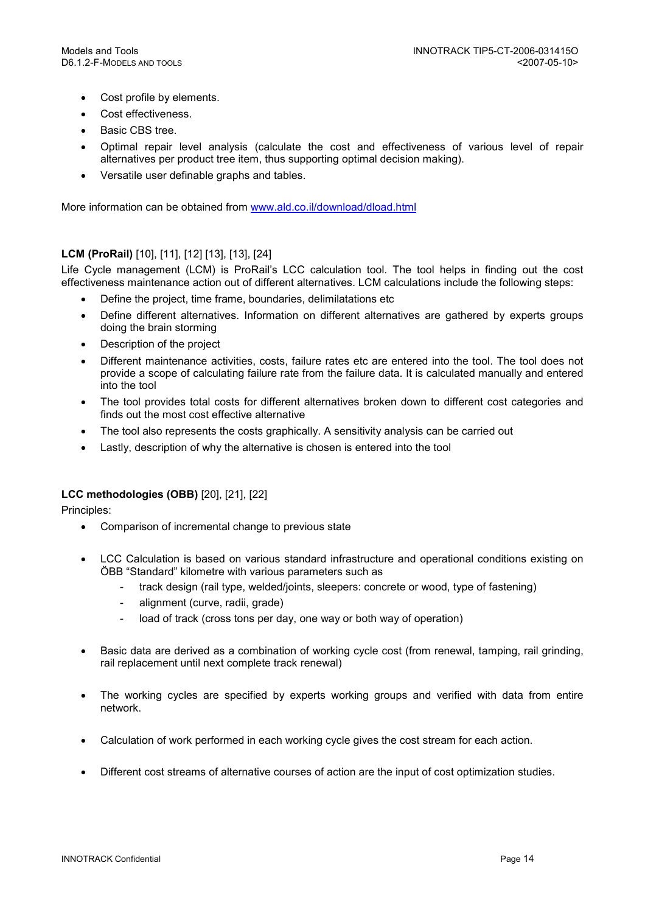- Cost profile by elements.
- Cost effectiveness.
- Basic CBS tree.
- Optimal repair level analysis (calculate the cost and effectiveness of various level of repair alternatives per product tree item, thus supporting optimal decision making).
- Versatile user definable graphs and tables.

More information can be obtained from [www.ald.co.il/download/dload.html](www.ald.co.il/download/dload.html)

**LCM (ProRail)** [10], [11], [12] [13], [13], [24]

Life Cycle management (LCM) is ProRail's LCC calculation tool. The tool helps in finding out the cost effectiveness maintenance action out of different alternatives. LCM calculations include the following steps:

- Define the project, time frame, boundaries, delimilatations etc
- Define different alternatives. Information on different alternatives are gathered by experts groups doing the brain storming
- Description of the project
- Different maintenance activities, costs, failure rates etc are entered into the tool. The tool does not provide a scope of calculating failure rate from the failure data. It is calculated manually and entered into the tool
- The tool provides total costs for different alternatives broken down to different cost categories and finds out the most cost effective alternative
- The tool also represents the costs graphically. A sensitivity analysis can be carried out
- Lastly, description of why the alternative is chosen is entered into the tool

**LCC methodologies (OBB)** [20], [21], [22]

Principles:

- Comparison of incremental change to previous state
- LCC Calculation is based on various standard infrastructure and operational conditions existing on ÖBB "Standard" kilometre with various parameters such as
  - track design (rail type, welded/joints, sleepers: concrete or wood, type of fastening)
  - alignment (curve, radii, grade)
  - load of track (cross tons per day, one way or both way of operation)
- Basic data are derived as a combination of working cycle cost (from renewal, tamping, rail grinding, rail replacement until next complete track renewal)
- The working cycles are specified by experts working groups and verified with data from entire network.
- Calculation of work performed in each working cycle gives the cost stream for each action.
- Different cost streams of alternative courses of action are the input of cost optimization studies.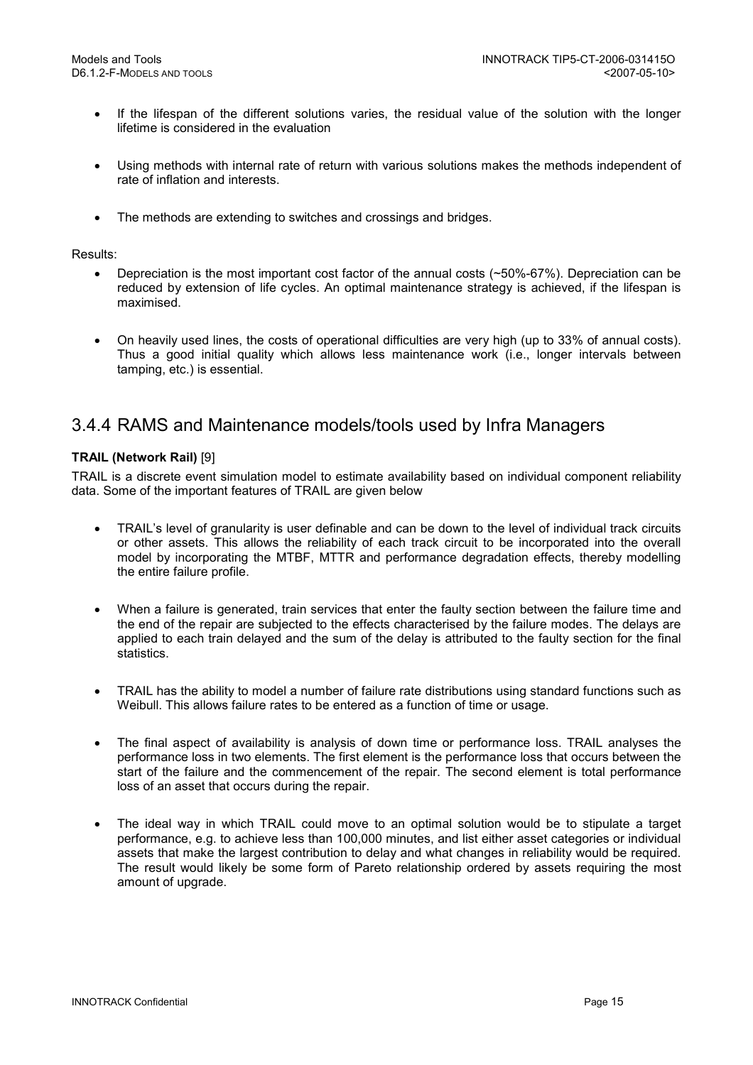- If the lifespan of the different solutions varies, the residual value of the solution with the longer lifetime is considered in the evaluation

- Using methods with internal rate of return with various solutions makes the methods independent of rate of inflation and interests.

- The methods are extending to switches and crossings and bridges.

Results:

- Depreciation is the most important cost factor of the annual costs (~50%-67%). Depreciation can be reduced by extension of life cycles. An optimal maintenance strategy is achieved, if the lifespan is maximised.

- On heavily used lines, the costs of operational difficulties are very high (up to 33% of annual costs). Thus a good initial quality which allows less maintenance work (i.e., longer intervals between tamping, etc.) is essential.

## 3.4.4 RAMS and Maintenance models/tools used by Infra Managers

**TRAIL (Network Rail)** [9]

TRAIL is a discrete event simulation model to estimate availability based on individual component reliability data. Some of the important features of TRAIL are given below

- TRAIL's level of granularity is user definable and can be down to the level of individual track circuits or other assets. This allows the reliability of each track circuit to be incorporated into the overall model by incorporating the MTBF, MTTR and performance degradation effects, thereby modelling the entire failure profile.

- When a failure is generated, train services that enter the faulty section between the failure time and the end of the repair are subjected to the effects characterised by the failure modes. The delays are applied to each train delayed and the sum of the delay is attributed to the faulty section for the final statistics.

- TRAIL has the ability to model a number of failure rate distributions using standard functions such as Weibull. This allows failure rates to be entered as a function of time or usage.

- The final aspect of availability is analysis of down time or performance loss. TRAIL analyses the performance loss in two elements. The first element is the performance loss that occurs between the start of the failure and the commencement of the repair. The second element is total performance loss of an asset that occurs during the repair.

- The ideal way in which TRAIL could move to an optimal solution would be to stipulate a target performance, e.g. to achieve less than 100,000 minutes, and list either asset categories or individual assets that make the largest contribution to delay and what changes in reliability would be required. The result would likely be some form of Pareto relationship ordered by assets requiring the most amount of upgrade.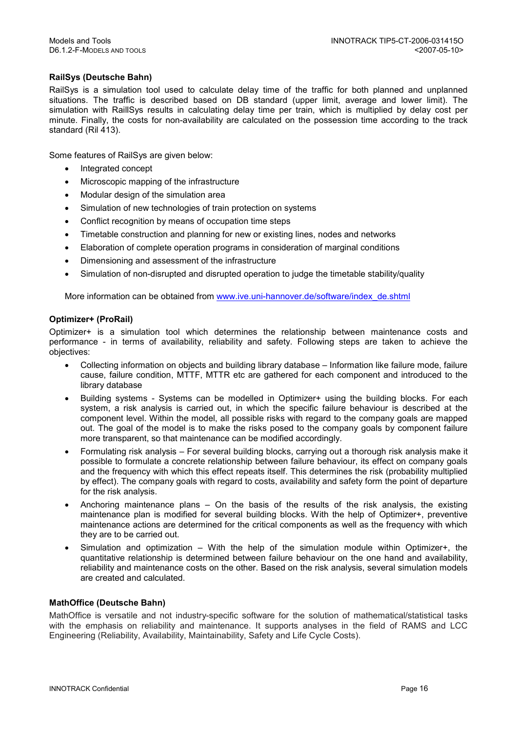**RailSys (Deutsche Bahn)**

RailSys is a simulation tool used to calculate delay time of the traffic for both planned and unplanned situations. The traffic is described based on DB standard (upper limit, average and lower limit). The simulation with RaillSys results in calculating delay time per train, which is multiplied by delay cost per minute. Finally, the costs for non-availability are calculated on the possession time according to the track standard (Ril 413).

Some features of RailSys are given below:

- Integrated concept
- Microscopic mapping of the infrastructure
- Modular design of the simulation area
- Simulation of new technologies of train protection on systems
- Conflict recognition by means of occupation time steps
- Timetable construction and planning for new or existing lines, nodes and networks
- Elaboration of complete operation programs in consideration of marginal conditions
- Dimensioning and assessment of the infrastructure
- Simulation of non-disrupted and disrupted operation to judge the timetable stability/quality

More information can be obtained from www.ive.uni-hannover.de/software/index_de.shtml

**Optimizer+ (ProRail)**

Optimizer+ is a simulation tool which determines the relationship between maintenance costs and performance - in terms of availability, reliability and safety. Following steps are taken to achieve the objectives:

- Collecting information on objects and building library database – Information like failure mode, failure cause, failure condition, MTTF, MTTR etc are gathered for each component and introduced to the library database
- Building systems - Systems can be modelled in Optimizer+ using the building blocks. For each system, a risk analysis is carried out, in which the specific failure behaviour is described at the component level. Within the model, all possible risks with regard to the company goals are mapped out. The goal of the model is to make the risks posed to the company goals by component failure more transparent, so that maintenance can be modified accordingly.
- Formulating risk analysis – For several building blocks, carrying out a thorough risk analysis make it possible to formulate a concrete relationship between failure behaviour, its effect on company goals and the frequency with which this effect repeats itself. This determines the risk (probability multiplied by effect). The company goals with regard to costs, availability and safety form the point of departure for the risk analysis.
- Anchoring maintenance plans – On the basis of the results of the risk analysis, the existing maintenance plan is modified for several building blocks. With the help of Optimizer+, preventive maintenance actions are determined for the critical components as well as the frequency with which they are to be carried out.
- Simulation and optimization – With the help of the simulation module within Optimizer+, the quantitative relationship is determined between failure behaviour on the one hand and availability, reliability and maintenance costs on the other. Based on the risk analysis, several simulation models are created and calculated.

**MathOffice (Deutsche Bahn)**

MathOffice is versatile and not industry-specific software for the solution of mathematical/statistical tasks with the emphasis on reliability and maintenance. It supports analyses in the field of RAMS and LCC Engineering (Reliability, Availability, Maintainability, Safety and Life Cycle Costs).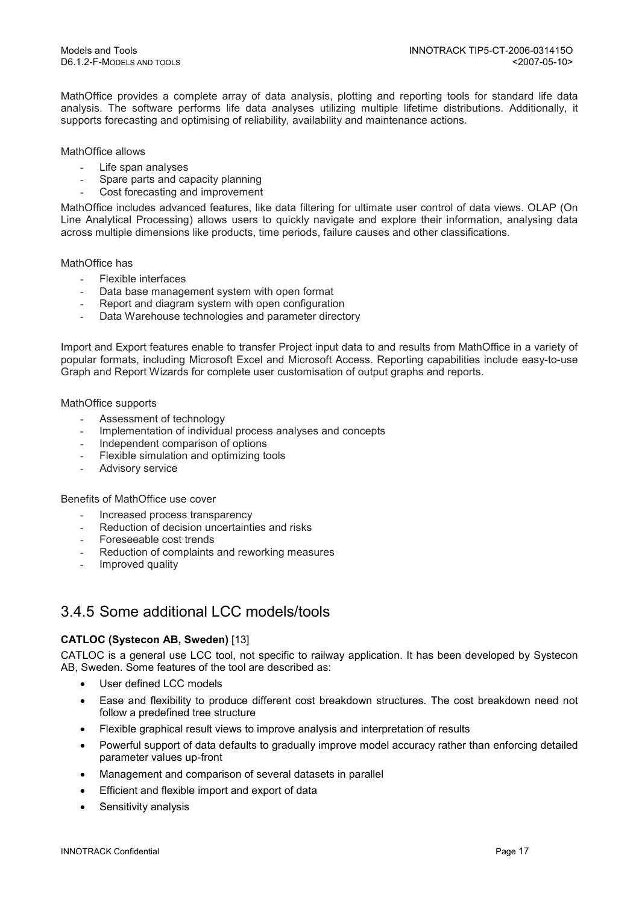MathOffice provides a complete array of data analysis, plotting and reporting tools for standard life data analysis. The software performs life data analyses utilizing multiple lifetime distributions. Additionally, it supports forecasting and optimising of reliability, availability and maintenance actions.

MathOffice allows

- Life span analyses
- Spare parts and capacity planning
- Cost forecasting and improvement

MathOffice includes advanced features, like data filtering for ultimate user control of data views. OLAP (On Line Analytical Processing) allows users to quickly navigate and explore their information, analysing data across multiple dimensions like products, time periods, failure causes and other classifications.

MathOffice has

- Flexible interfaces
- Data base management system with open format
- Report and diagram system with open configuration
- Data Warehouse technologies and parameter directory

Import and Export features enable to transfer Project input data to and results from MathOffice in a variety of popular formats, including Microsoft Excel and Microsoft Access. Reporting capabilities include easy-to-use Graph and Report Wizards for complete user customisation of output graphs and reports.

MathOffice supports

- Assessment of technology
- Implementation of individual process analyses and concepts
- Independent comparison of options
- Flexible simulation and optimizing tools
- Advisory service

Benefits of MathOffice use cover

- Increased process transparency
- Reduction of decision uncertainties and risks
- Foreseeable cost trends
- Reduction of complaints and reworking measures
- Improved quality

## 3.4.5 Some additional LCC models/tools

**CATLOC (Systecon AB, Sweden)** [13]

CATLOC is a general use LCC tool, not specific to railway application. It has been developed by Systecon AB, Sweden. Some features of the tool are described as:

- User defined LCC models
- Ease and flexibility to produce different cost breakdown structures. The cost breakdown need not follow a predefined tree structure
- Flexible graphical result views to improve analysis and interpretation of results
- Powerful support of data defaults to gradually improve model accuracy rather than enforcing detailed parameter values up-front
- Management and comparison of several datasets in parallel
- Efficient and flexible import and export of data
- Sensitivity analysis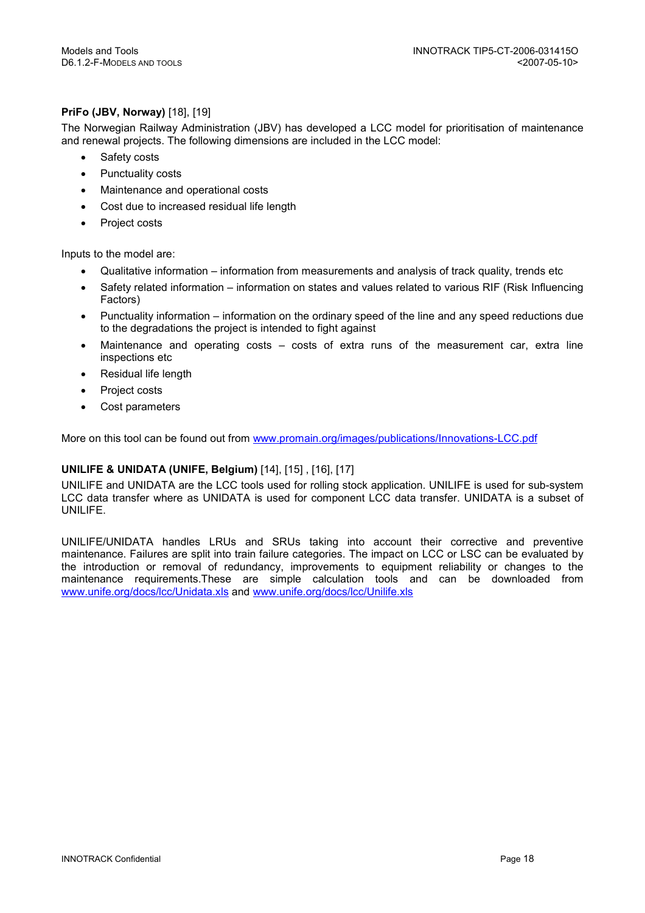**PriFo (JBV, Norway)** [18], [19]

The Norwegian Railway Administration (JBV) has developed a LCC model for prioritisation of maintenance and renewal projects. The following dimensions are included in the LCC model:

- Safety costs
- Punctuality costs
- Maintenance and operational costs
- Cost due to increased residual life length
- Project costs

Inputs to the model are:

- Qualitative information – information from measurements and analysis of track quality, trends etc
- Safety related information – information on states and values related to various RIF (Risk Influencing Factors)
- Punctuality information – information on the ordinary speed of the line and any speed reductions due to the degradations the project is intended to fight against
- Maintenance and operating costs – costs of extra runs of the measurement car, extra line inspections etc
- Residual life length
- Project costs
- Cost parameters

More on this tool can be found out from www.promain.org/images/publications/Innovations-LCC.pdf

**UNILIFE & UNIDATA (UNIFE, Belgium)** [14], [15] , [16], [17]

UNILIFE and UNIDATA are the LCC tools used for rolling stock application. UNILIFE is used for sub-system LCC data transfer where as UNIDATA is used for component LCC data transfer. UNIDATA is a subset of UNILIFE.

UNILIFE/UNIDATA handles LRUs and SRUs taking into account their corrective and preventive maintenance. Failures are split into train failure categories. The impact on LCC or LSC can be evaluated by the introduction or removal of redundancy, improvements to equipment reliability or changes to the maintenance requirements.These are simple calculation tools and can be downloaded from www.unife.org/docs/lcc/Unidata.xls and www.unife.org/docs/lcc/Unilife.xls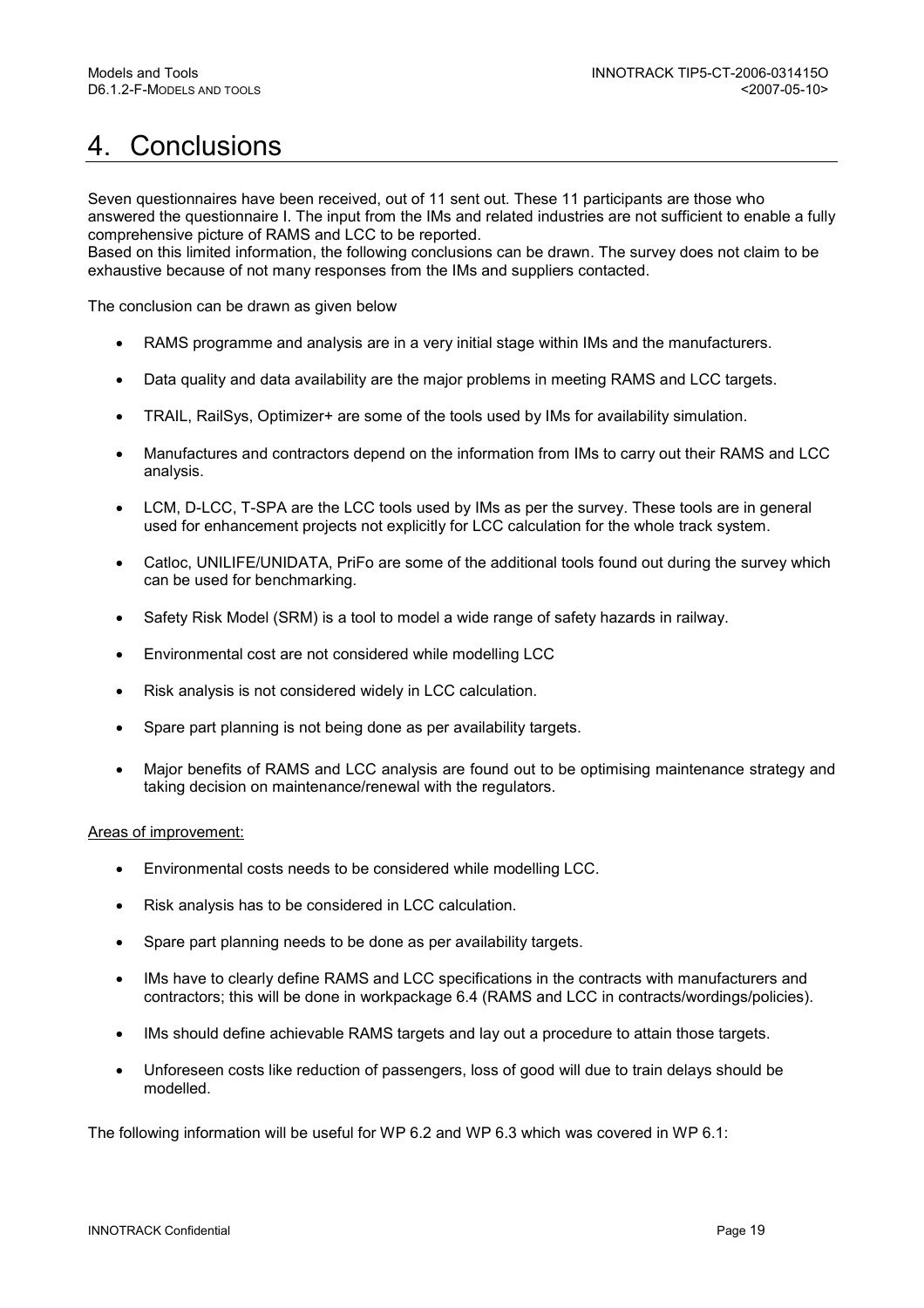# 4. Conclusions

Seven questionnaires have been received, out of 11 sent out. These 11 participants are those who answered the questionnaire I. The input from the IMs and related industries are not sufficient to enable a fully comprehensive picture of RAMS and LCC to be reported.
Based on this limited information, the following conclusions can be drawn. The survey does not claim to be exhaustive because of not many responses from the IMs and suppliers contacted.

The conclusion can be drawn as given below

- RAMS programme and analysis are in a very initial stage within IMs and the manufacturers.
- Data quality and data availability are the major problems in meeting RAMS and LCC targets.
- TRAIL, RailSys, Optimizer+ are some of the tools used by IMs for availability simulation.
- Manufactures and contractors depend on the information from IMs to carry out their RAMS and LCC analysis.
- LCM, D-LCC, T-SPA are the LCC tools used by IMs as per the survey. These tools are in general used for enhancement projects not explicitly for LCC calculation for the whole track system.
- Catloc, UNILIFE/UNIDATA, PriFo are some of the additional tools found out during the survey which can be used for benchmarking.
- Safety Risk Model (SRM) is a tool to model a wide range of safety hazards in railway.
- Environmental cost are not considered while modelling LCC
- Risk analysis is not considered widely in LCC calculation.
- Spare part planning is not being done as per availability targets.
- Major benefits of RAMS and LCC analysis are found out to be optimising maintenance strategy and taking decision on maintenance/renewal with the regulators.

Areas of improvement:

- Environmental costs needs to be considered while modelling LCC.
- Risk analysis has to be considered in LCC calculation.
- Spare part planning needs to be done as per availability targets.
- IMs have to clearly define RAMS and LCC specifications in the contracts with manufacturers and contractors; this will be done in workpackage 6.4 (RAMS and LCC in contracts/wordings/policies).
- IMs should define achievable RAMS targets and lay out a procedure to attain those targets.
- Unforeseen costs like reduction of passengers, loss of good will due to train delays should be modelled.

The following information will be useful for WP 6.2 and WP 6.3 which was covered in WP 6.1: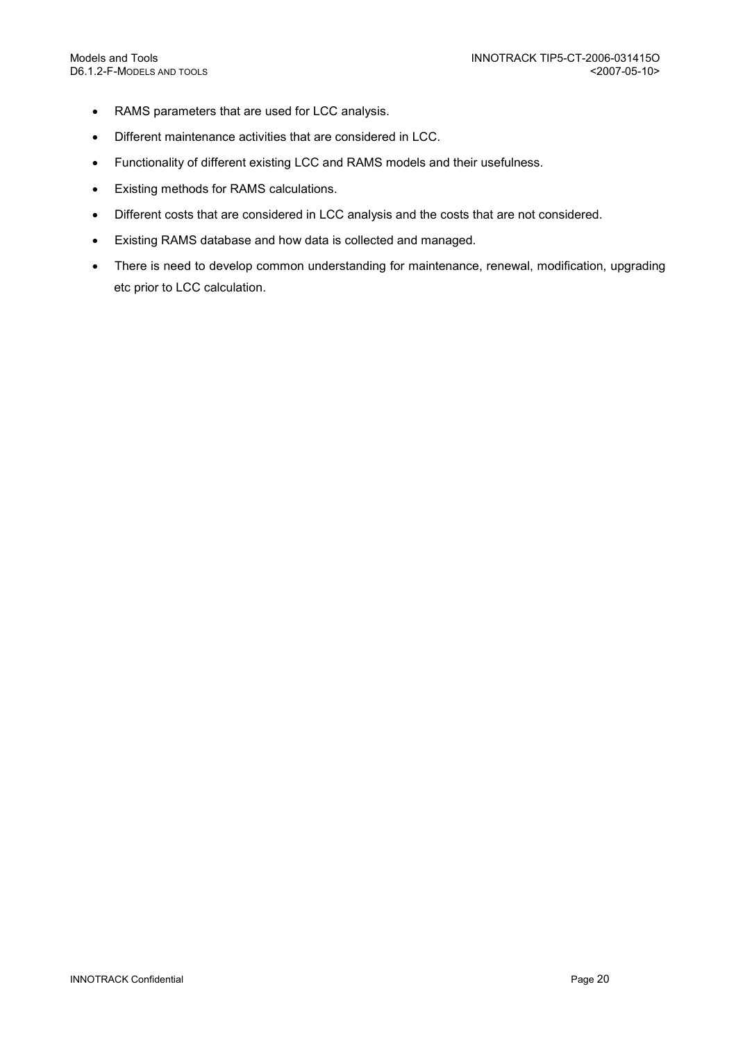- RAMS parameters that are used for LCC analysis.
- Different maintenance activities that are considered in LCC.
- Functionality of different existing LCC and RAMS models and their usefulness.
- Existing methods for RAMS calculations.
- Different costs that are considered in LCC analysis and the costs that are not considered.
- Existing RAMS database and how data is collected and managed.
- There is need to develop common understanding for maintenance, renewal, modification, upgrading etc prior to LCC calculation.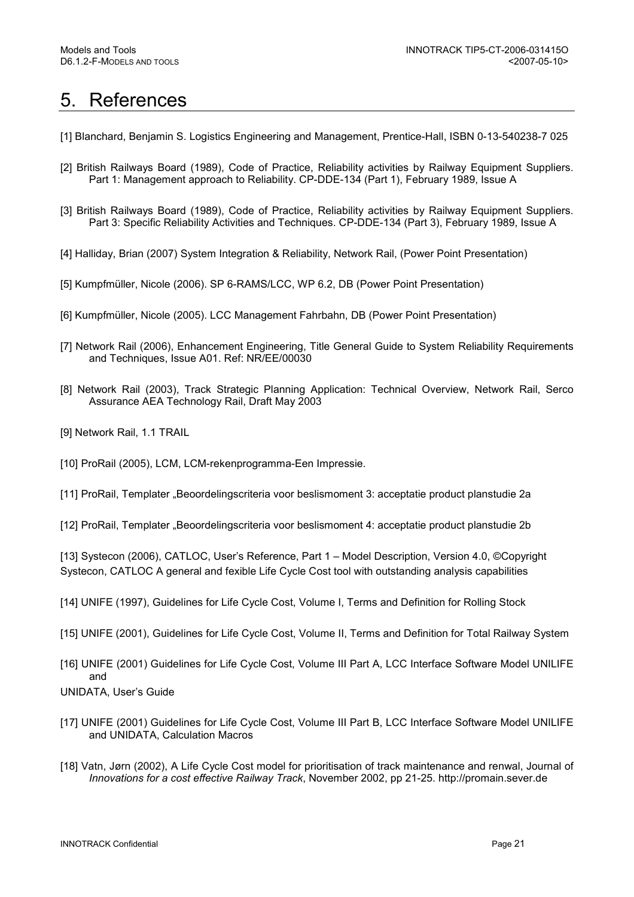# 5. References

[1] Blanchard, Benjamin S. Logistics Engineering and Management, Prentice-Hall, ISBN 0-13-540238-7 025

[2] British Railways Board (1989), Code of Practice, Reliability activities by Railway Equipment Suppliers. Part 1: Management approach to Reliability. CP-DDE-134 (Part 1), February 1989, Issue A

[3] British Railways Board (1989), Code of Practice, Reliability activities by Railway Equipment Suppliers. Part 3: Specific Reliability Activities and Techniques. CP-DDE-134 (Part 3), February 1989, Issue A

[4] Halliday, Brian (2007) System Integration & Reliability, Network Rail, (Power Point Presentation)

[5] Kumpfmüller, Nicole (2006). SP 6-RAMS/LCC, WP 6.2, DB (Power Point Presentation)

[6] Kumpfmüller, Nicole (2005). LCC Management Fahrbahn, DB (Power Point Presentation)

[7] Network Rail (2006), Enhancement Engineering, Title General Guide to System Reliability Requirements and Techniques, Issue A01. Ref: NR/EE/00030

[8] Network Rail (2003), Track Strategic Planning Application: Technical Overview, Network Rail, Serco Assurance AEA Technology Rail, Draft May 2003

[9] Network Rail, 1.1 TRAIL

[10] ProRail (2005), LCM, LCM-rekenprogramma-Een Impressie.

[11] ProRail, Templater „Beoordelingscriteria voor beslismoment 3: acceptatie product planstudie 2a

[12] ProRail, Templater „Beoordelingscriteria voor beslismoment 4: acceptatie product planstudie 2b

[13] Systecon (2006), CATLOC, User's Reference, Part 1 – Model Description, Version 4.0, ©Copyright Systecon, CATLOC A general and fexible Life Cycle Cost tool with outstanding analysis capabilities

[14] UNIFE (1997), Guidelines for Life Cycle Cost, Volume I, Terms and Definition for Rolling Stock

[15] UNIFE (2001), Guidelines for Life Cycle Cost, Volume II, Terms and Definition for Total Railway System

[16] UNIFE (2001) Guidelines for Life Cycle Cost, Volume III Part A, LCC Interface Software Model UNILIFE and
UNIDATA, User's Guide

[17] UNIFE (2001) Guidelines for Life Cycle Cost, Volume III Part B, LCC Interface Software Model UNILIFE and UNIDATA, Calculation Macros

[18] Vatn, Jørn (2002), A Life Cycle Cost model for prioritisation of track maintenance and renwal, Journal of *Innovations for a cost effective Railway Track*, November 2002, pp 21-25. http://promain.sever.de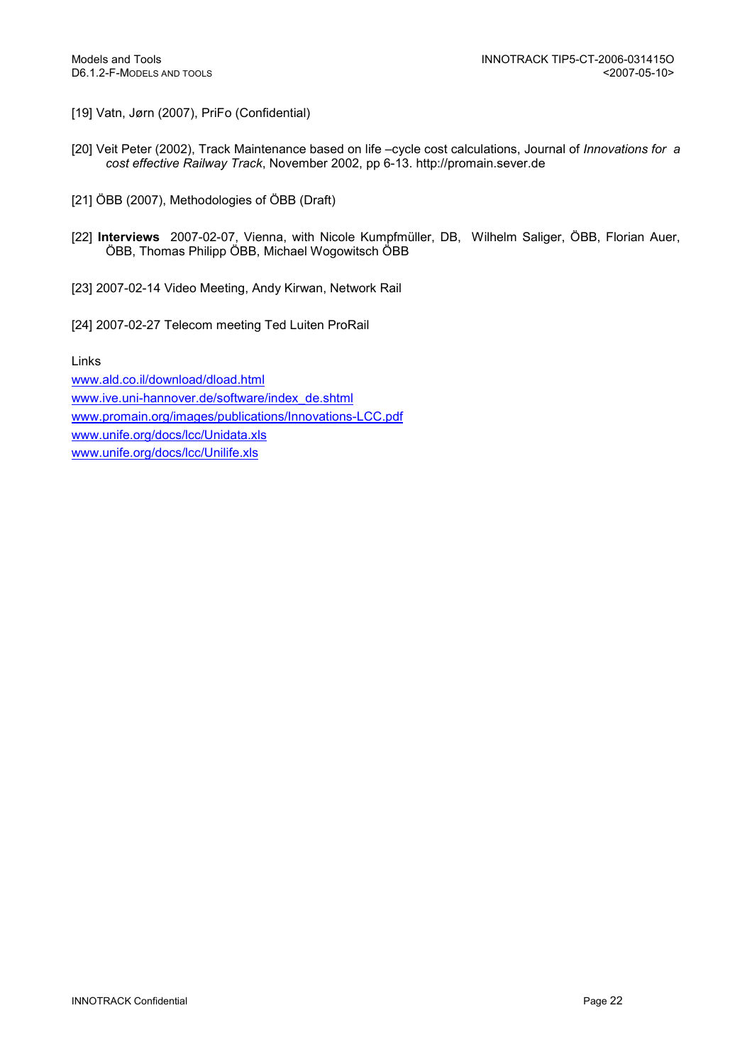[19] Vatn, Jørn (2007), PriFo (Confidential)

[20] Veit Peter (2002), Track Maintenance based on life –cycle cost calculations, Journal of *Innovations for a cost effective Railway Track*, November 2002, pp 6-13. http://promain.sever.de

[21] ÖBB (2007), Methodologies of ÖBB (Draft)

[22] **Interviews** 2007-02-07, Vienna, with Nicole Kumpfmüller, DB, Wilhelm Saliger, ÖBB, Florian Auer, ÖBB, Thomas Philipp ÖBB, Michael Wogowitsch ÖBB

[23] 2007-02-14 Video Meeting, Andy Kirwan, Network Rail

[24] 2007-02-27 Telecom meeting Ted Luiten ProRail

Links

www.ald.co.il/download/dload.html

www.ive.uni-hannover.de/software/index_de.shtml

www.promain.org/images/publications/Innovations-LCC.pdf

www.unife.org/docs/lcc/Unidata.xls

www.unife.org/docs/lcc/Unilife.xls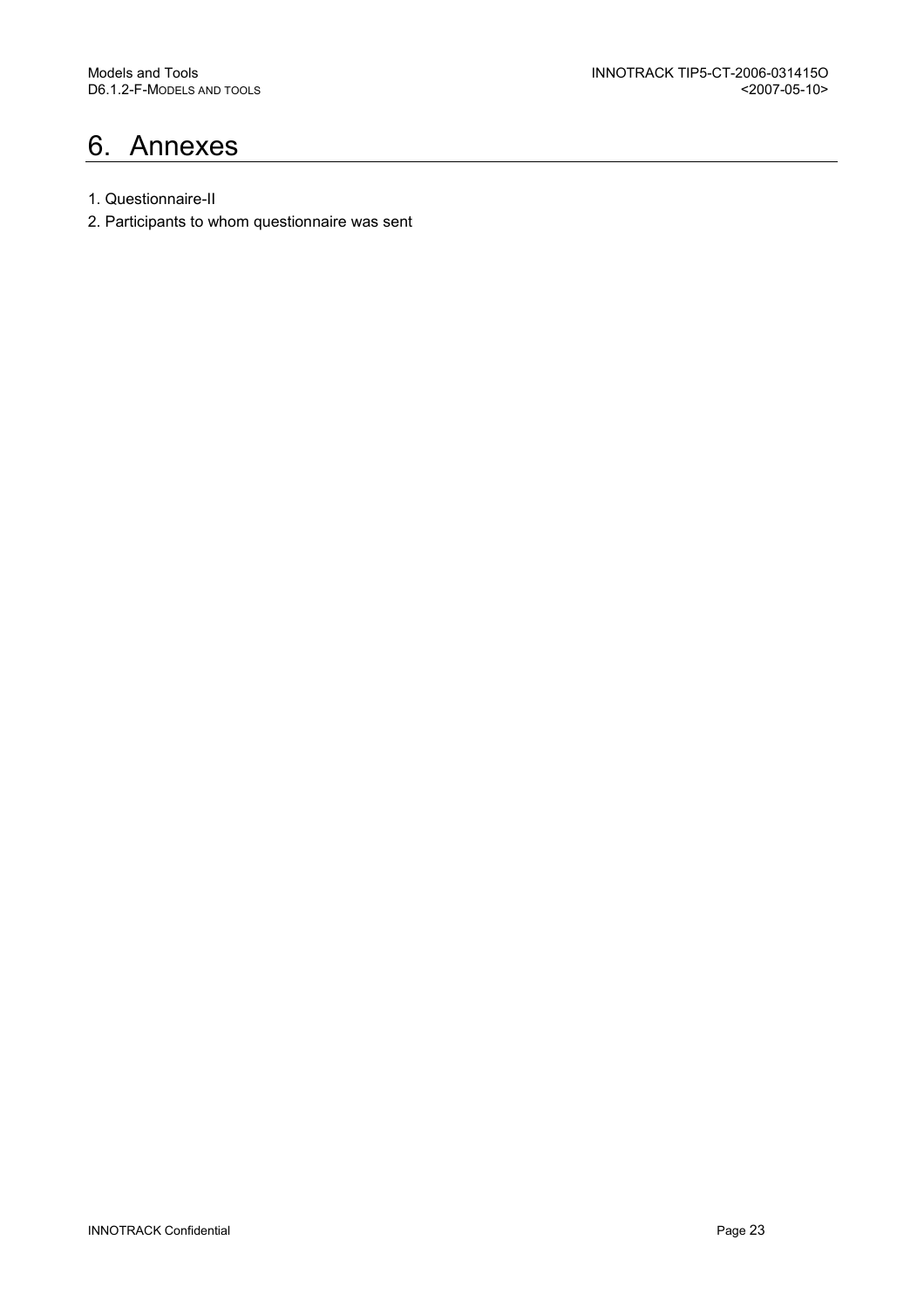# 6. Annexes

1. Questionnaire-II
2. Participants to whom questionnaire was sent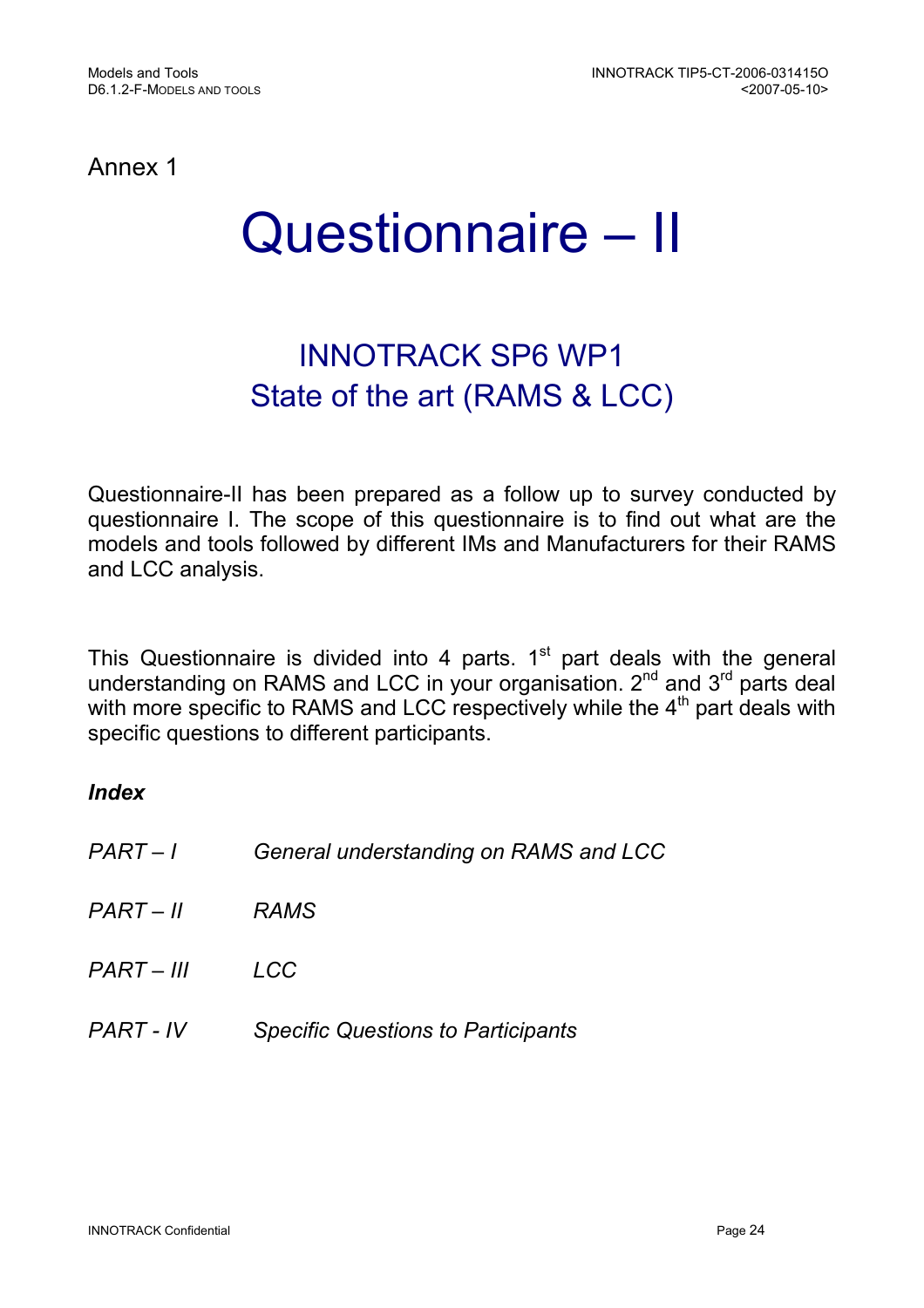Annex 1

# Questionnaire – II

## INNOTRACK SP6 WP1
## State of the art (RAMS & LCC)

Questionnaire-II has been prepared as a follow up to survey conducted by questionnaire I. The scope of this questionnaire is to find out what are the models and tools followed by different IMs and Manufacturers for their RAMS and LCC analysis.

This Questionnaire is divided into 4 parts. 1st part deals with the general understanding on RAMS and LCC in your organisation. 2nd and 3rd parts deal with more specific to RAMS and LCC respectively while the 4th part deals with specific questions to different participants.

***Index***

| | |
|---|---|
| *PART – I* | *General understanding on RAMS and LCC* |
| *PART – II* | *RAMS* |
| *PART – III* | *LCC* |
| *PART - IV* | *Specific Questions to Participants* |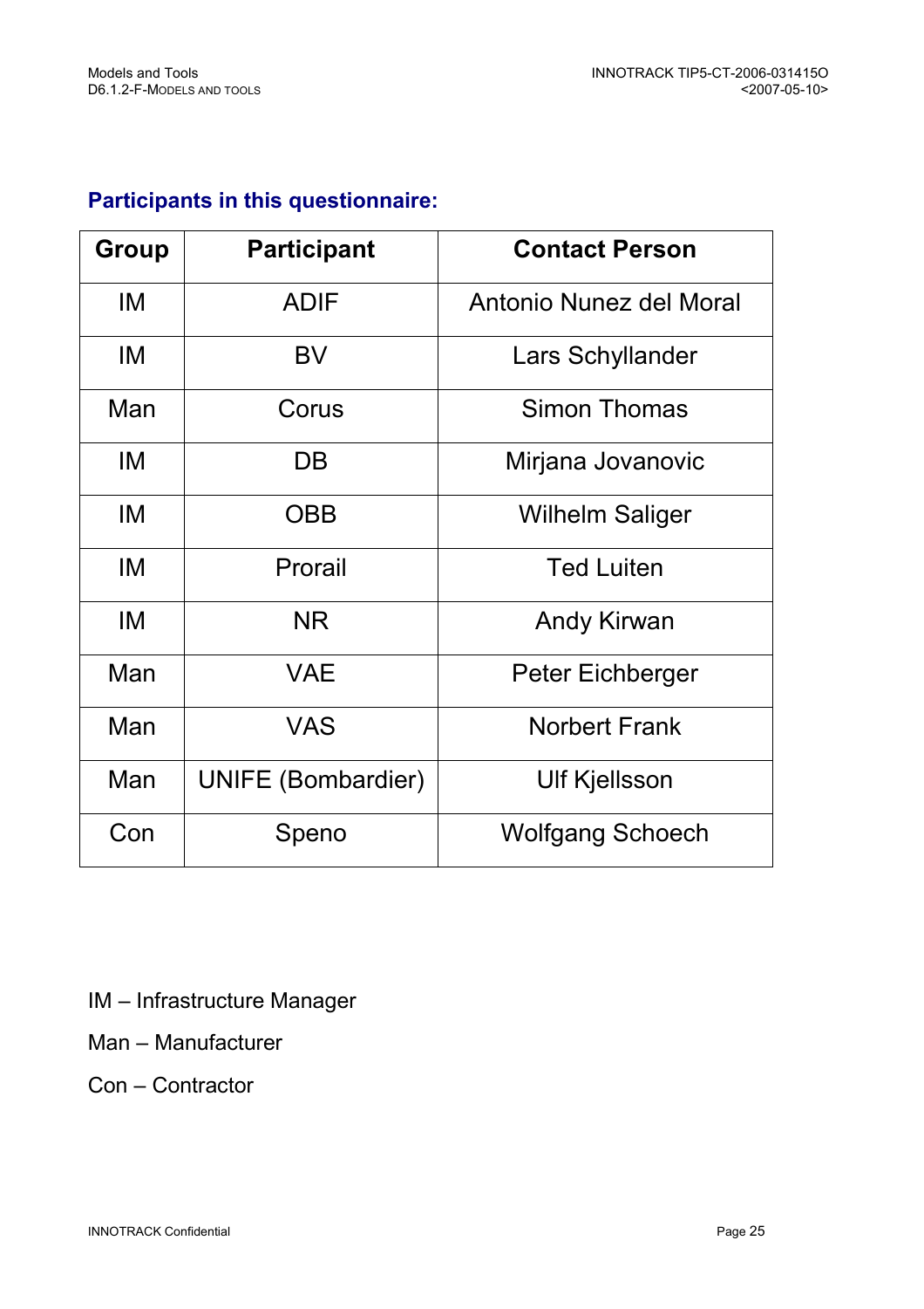## Participants in this questionnaire:

| Group | Participant | Contact Person |
|---|---|---|
| IM | ADIF | Antonio Nunez del Moral |
| IM | BV | Lars Schyllander |
| Man | Corus | Simon Thomas |
| IM | DB | Mirjana Jovanovic |
| IM | OBB | Wilhelm Saliger |
| IM | Prorail | Ted Luiten |
| IM | NR | Andy Kirwan |
| Man | VAE | Peter Eichberger |
| Man | VAS | Norbert Frank |
| Man | UNIFE (Bombardier) | Ulf Kjellsson |
| Con | Speno | Wolfgang Schoech |

IM – Infrastructure Manager

Man – Manufacturer

Con – Contractor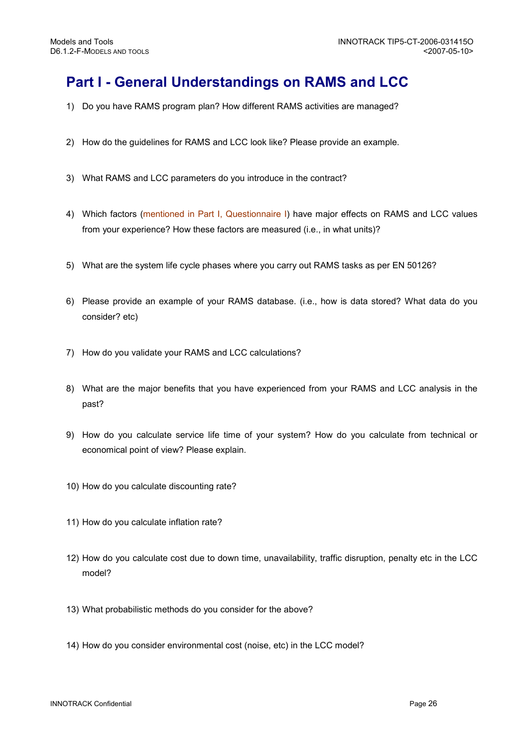# Part I - General Understandings on RAMS and LCC

1) Do you have RAMS program plan? How different RAMS activities are managed?

2) How do the guidelines for RAMS and LCC look like? Please provide an example.

3) What RAMS and LCC parameters do you introduce in the contract?

4) Which factors (mentioned in Part I, Questionnaire I) have major effects on RAMS and LCC values from your experience? How these factors are measured (i.e., in what units)?

5) What are the system life cycle phases where you carry out RAMS tasks as per EN 50126?

6) Please provide an example of your RAMS database. (i.e., how is data stored? What data do you consider? etc)

7) How do you validate your RAMS and LCC calculations?

8) What are the major benefits that you have experienced from your RAMS and LCC analysis in the past?

9) How do you calculate service life time of your system? How do you calculate from technical or economical point of view? Please explain.

10) How do you calculate discounting rate?

11) How do you calculate inflation rate?

12) How do you calculate cost due to down time, unavailability, traffic disruption, penalty etc in the LCC model?

13) What probabilistic methods do you consider for the above?

14) How do you consider environmental cost (noise, etc) in the LCC model?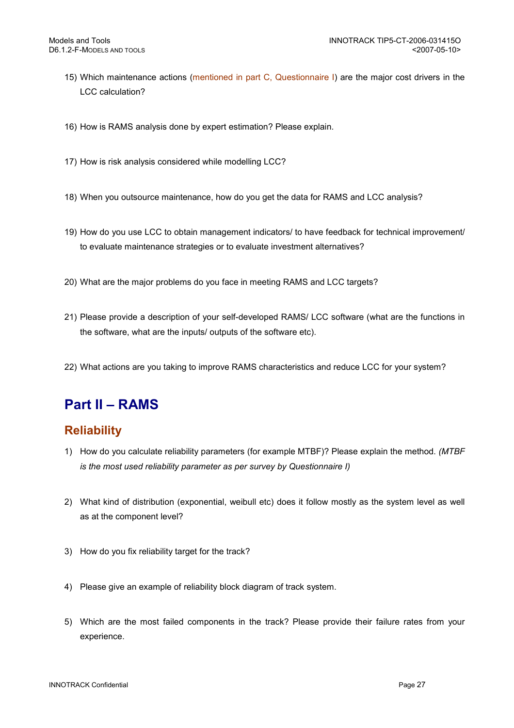15) Which maintenance actions (mentioned in part C, Questionnaire I) are the major cost drivers in the LCC calculation?

16) How is RAMS analysis done by expert estimation? Please explain.

17) How is risk analysis considered while modelling LCC?

18) When you outsource maintenance, how do you get the data for RAMS and LCC analysis?

19) How do you use LCC to obtain management indicators/ to have feedback for technical improvement/ to evaluate maintenance strategies or to evaluate investment alternatives?

20) What are the major problems do you face in meeting RAMS and LCC targets?

21) Please provide a description of your self-developed RAMS/ LCC software (what are the functions in the software, what are the inputs/ outputs of the software etc).

22) What actions are you taking to improve RAMS characteristics and reduce LCC for your system?

# Part II – RAMS

## Reliability

1) How do you calculate reliability parameters (for example MTBF)? Please explain the method. *(MTBF is the most used reliability parameter as per survey by Questionnaire I)*

2) What kind of distribution (exponential, weibull etc) does it follow mostly as the system level as well as at the component level?

3) How do you fix reliability target for the track?

4) Please give an example of reliability block diagram of track system.

5) Which are the most failed components in the track? Please provide their failure rates from your experience.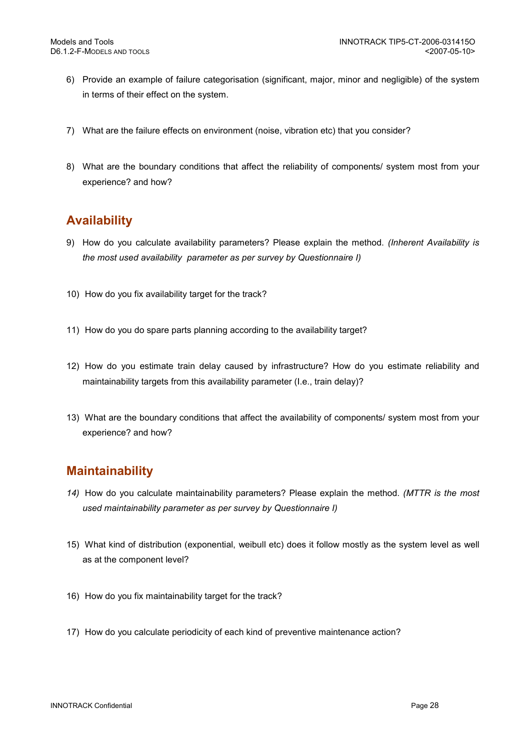6) Provide an example of failure categorisation (significant, major, minor and negligible) of the system in terms of their effect on the system.

7) What are the failure effects on environment (noise, vibration etc) that you consider?

8) What are the boundary conditions that affect the reliability of components/ system most from your experience? and how?

## Availability

9) How do you calculate availability parameters? Please explain the method. *(Inherent Availability is the most used availability parameter as per survey by Questionnaire I)*

10) How do you fix availability target for the track?

11) How do you do spare parts planning according to the availability target?

12) How do you estimate train delay caused by infrastructure? How do you estimate reliability and maintainability targets from this availability parameter (I.e., train delay)?

13) What are the boundary conditions that affect the availability of components/ system most from your experience? and how?

## Maintainability

*14)* How do you calculate maintainability parameters? Please explain the method. *(MTTR is the most used maintainability parameter as per survey by Questionnaire I)*

15) What kind of distribution (exponential, weibull etc) does it follow mostly as the system level as well as at the component level?

16) How do you fix maintainability target for the track?

17) How do you calculate periodicity of each kind of preventive maintenance action?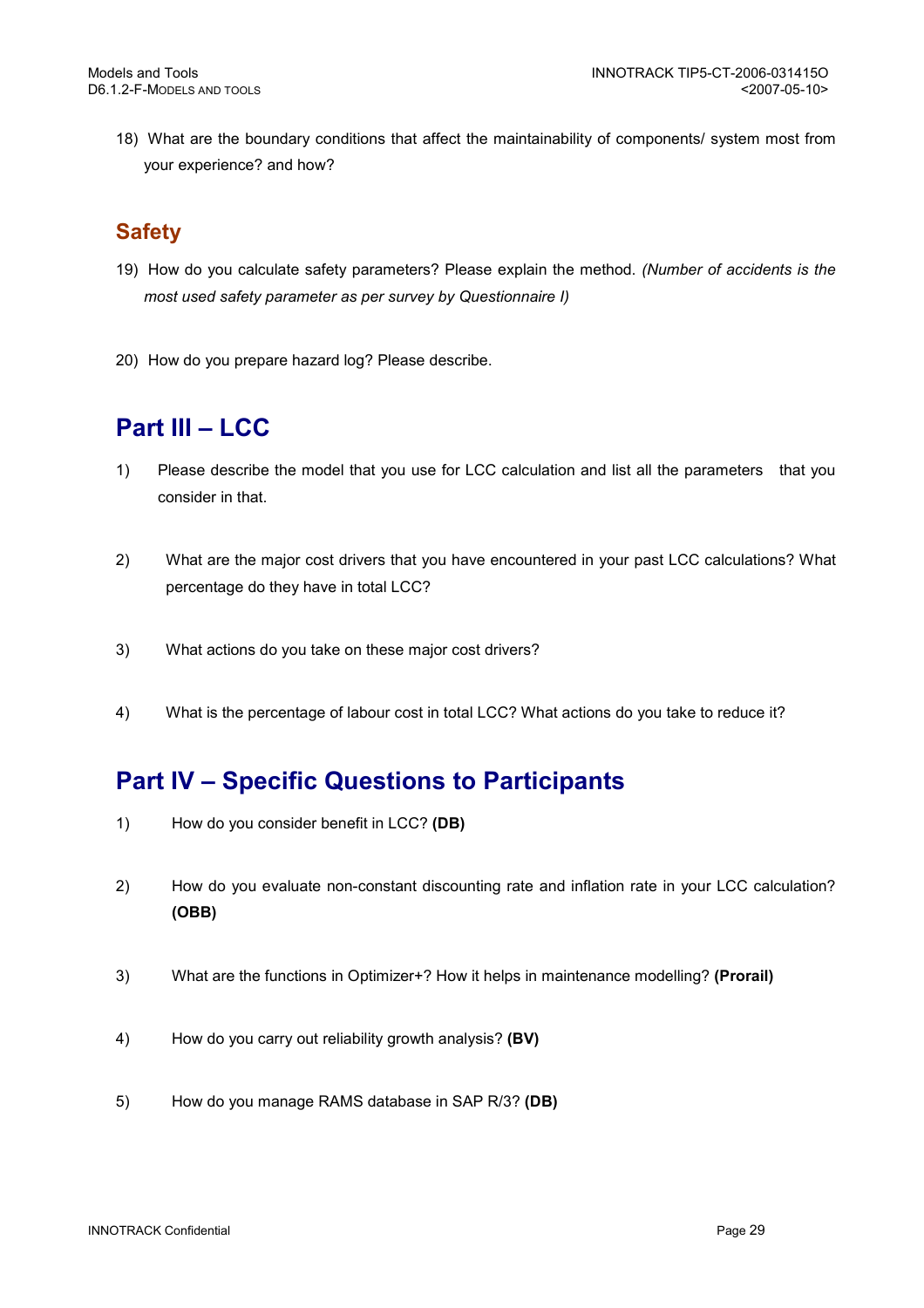18) What are the boundary conditions that affect the maintainability of components/ system most from your experience? and how?

## Safety

19) How do you calculate safety parameters? Please explain the method. *(Number of accidents is the most used safety parameter as per survey by Questionnaire I)*

20) How do you prepare hazard log? Please describe.

# Part III – LCC

1) Please describe the model that you use for LCC calculation and list all the parameters that you consider in that.

2) What are the major cost drivers that you have encountered in your past LCC calculations? What percentage do they have in total LCC?

3) What actions do you take on these major cost drivers?

4) What is the percentage of labour cost in total LCC? What actions do you take to reduce it?

# Part IV – Specific Questions to Participants

1) How do you consider benefit in LCC? **(DB)**

2) How do you evaluate non-constant discounting rate and inflation rate in your LCC calculation? **(OBB)**

3) What are the functions in Optimizer+? How it helps in maintenance modelling? **(Prorail)**

4) How do you carry out reliability growth analysis? **(BV)**

5) How do you manage RAMS database in SAP R/3? **(DB)**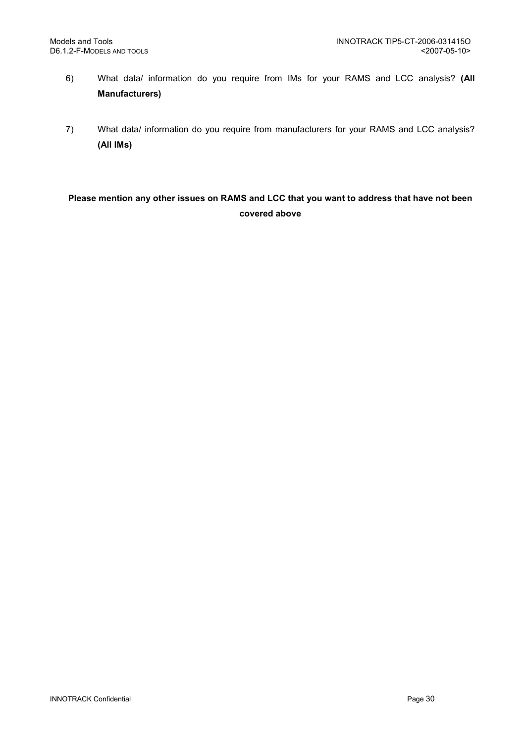6) What data/ information do you require from IMs for your RAMS and LCC analysis? **(All Manufacturers)**

7) What data/ information do you require from manufacturers for your RAMS and LCC analysis? **(All IMs)**

**Please mention any other issues on RAMS and LCC that you want to address that have not been covered above**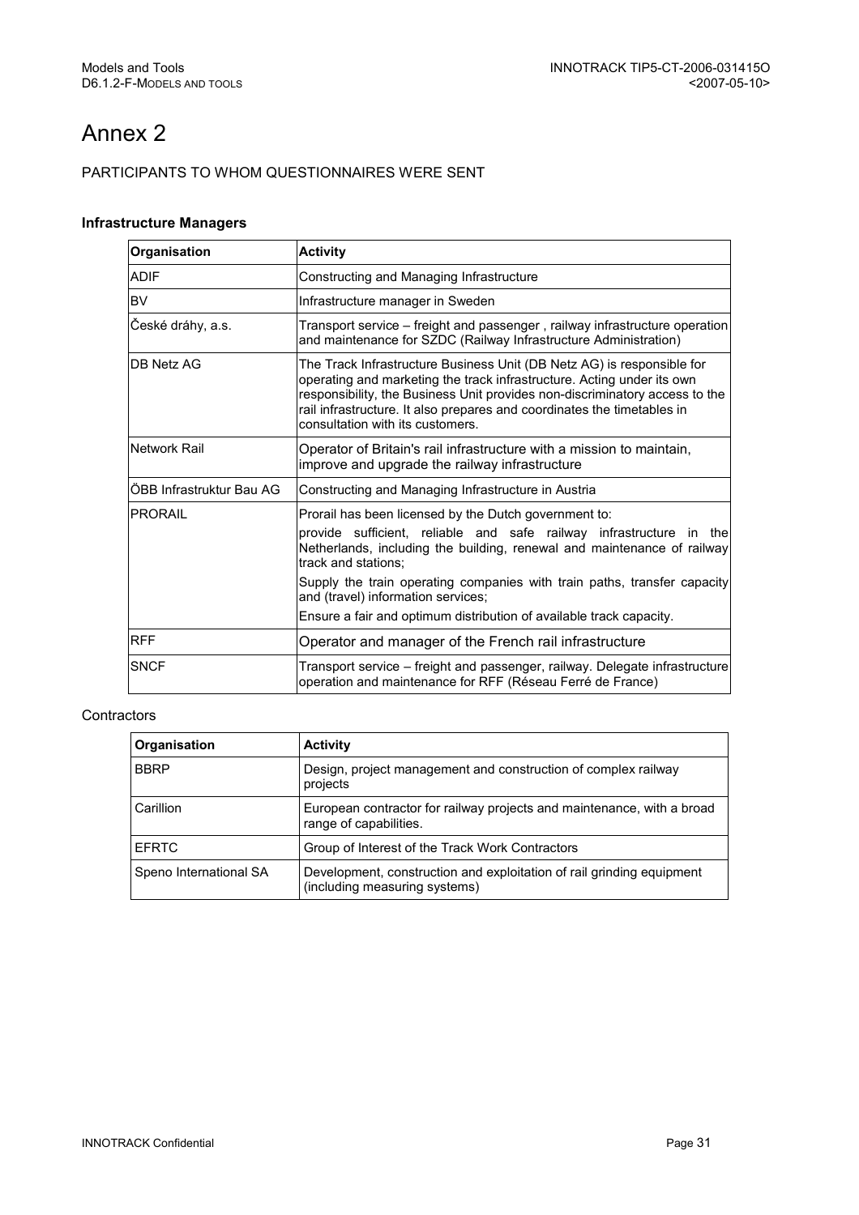# Annex 2

PARTICIPANTS TO WHOM QUESTIONNAIRES WERE SENT

### Infrastructure Managers

| Organisation | Activity |
|---|---|
| ADIF | Constructing and Managing Infrastructure |
| BV | Infrastructure manager in Sweden |
| České dráhy, a.s. | Transport service – freight and passenger , railway infrastructure operation and maintenance for SZDC (Railway Infrastructure Administration) |
| DB Netz AG | The Track Infrastructure Business Unit (DB Netz AG) is responsible for operating and marketing the track infrastructure. Acting under its own responsibility, the Business Unit provides non-discriminatory access to the rail infrastructure. It also prepares and coordinates the timetables in consultation with its customers. |
| Network Rail | Operator of Britain's rail infrastructure with a mission to maintain, improve and upgrade the railway infrastructure |
| ÖBB Infrastruktur Bau AG | Constructing and Managing Infrastructure in Austria |
| PRORAIL | Prorail has been licensed by the Dutch government to: provide sufficient, reliable and safe railway infrastructure in the Netherlands, including the building, renewal and maintenance of railway track and stations; Supply the train operating companies with train paths, transfer capacity and (travel) information services; Ensure a fair and optimum distribution of available track capacity. |
| RFF | Operator and manager of the French rail infrastructure |
| SNCF | Transport service – freight and passenger, railway. Delegate infrastructure operation and maintenance for RFF (Réseau Ferré de France) |

### Contractors

| Organisation | Activity |
|---|---|
| BBRP | Design, project management and construction of complex railway projects |
| Carillion | European contractor for railway projects and maintenance, with a broad range of capabilities. |
| EFRTC | Group of Interest of the Track Work Contractors |
| Speno International SA | Development, construction and exploitation of rail grinding equipment (including measuring systems) |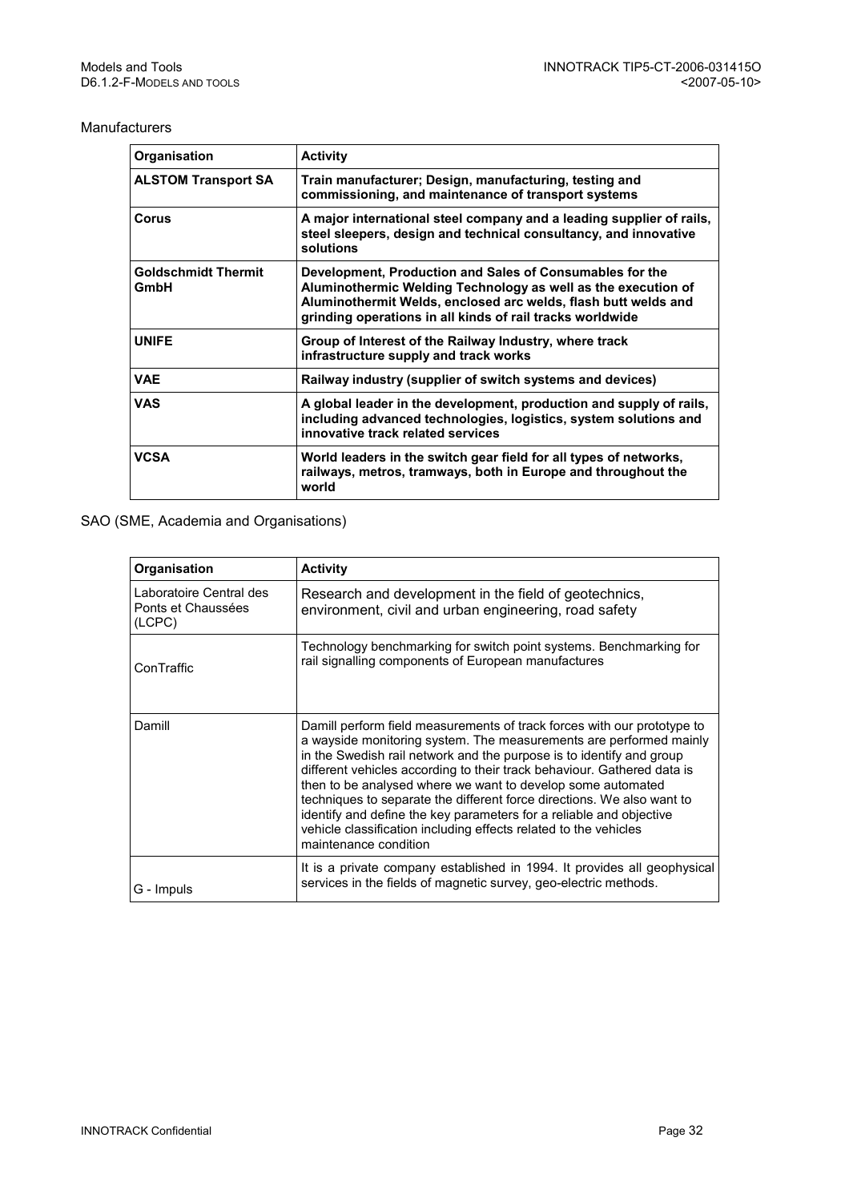Manufacturers

| Organisation | Activity |
| --- | --- |
| **ALSTOM Transport SA** | **Train manufacturer; Design, manufacturing, testing and commissioning, and maintenance of transport systems** |
| **Corus** | **A major international steel company and a leading supplier of rails, steel sleepers, design and technical consultancy, and innovative solutions** |
| **Goldschmidt Thermit GmbH** | **Development, Production and Sales of Consumables for the Aluminothermic Welding Technology as well as the execution of Aluminothermit Welds, enclosed arc welds, flash butt welds and grinding operations in all kinds of rail tracks worldwide** |
| **UNIFE** | **Group of Interest of the Railway Industry, where track infrastructure supply and track works** |
| **VAE** | **Railway industry (supplier of switch systems and devices)** |
| **VAS** | **A global leader in the development, production and supply of rails, including advanced technologies, logistics, system solutions and innovative track related services** |
| **VCSA** | **World leaders in the switch gear field for all types of networks, railways, metros, tramways, both in Europe and throughout the world** |

SAO (SME, Academia and Organisations)

| Organisation | Activity |
| --- | --- |
| Laboratoire Central des Ponts et Chaussées (LCPC) | Research and development in the field of geotechnics, environment, civil and urban engineering, road safety |
| ConTraffic | Technology benchmarking for switch point systems. Benchmarking for rail signalling components of European manufactures |
| Damill | Damill perform field measurements of track forces with our prototype to a wayside monitoring system. The measurements are performed mainly in the Swedish rail network and the purpose is to identify and group different vehicles according to their track behaviour. Gathered data is then to be analysed where we want to develop some automated techniques to separate the different force directions. We also want to identify and define the key parameters for a reliable and objective vehicle classification including effects related to the vehicles maintenance condition |
| G - Impuls | It is a private company established in 1994. It provides all geophysical services in the fields of magnetic survey, geo-electric methods. |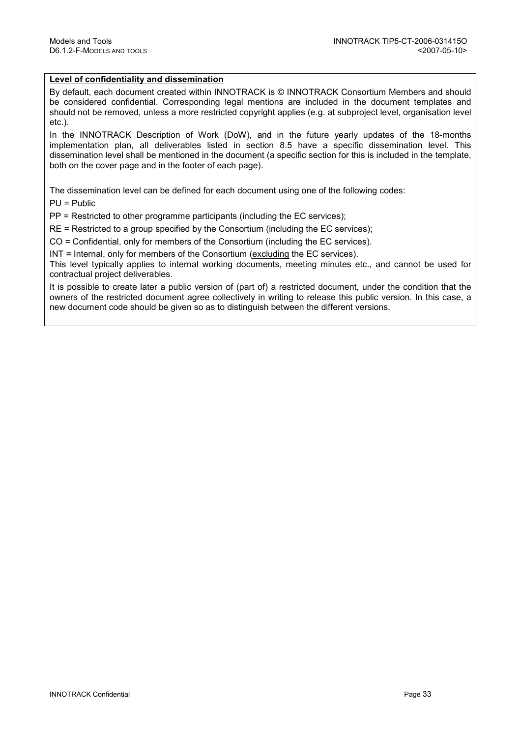**<u>Level of confidentiality and dissemination</u>**

By default, each document created within INNOTRACK is © INNOTRACK Consortium Members and should be considered confidential. Corresponding legal mentions are included in the document templates and should not be removed, unless a more restricted copyright applies (e.g. at subproject level, organisation level etc.).

In the INNOTRACK Description of Work (DoW), and in the future yearly updates of the 18-months implementation plan, all deliverables listed in section 8.5 have a specific dissemination level. This dissemination level shall be mentioned in the document (a specific section for this is included in the template, both on the cover page and in the footer of each page).

The dissemination level can be defined for each document using one of the following codes:

PU = Public

PP = Restricted to other programme participants (including the EC services);

RE = Restricted to a group specified by the Consortium (including the EC services);

CO = Confidential, only for members of the Consortium (including the EC services).

INT = Internal, only for members of the Consortium (<u>excluding</u> the EC services).

This level typically applies to internal working documents, meeting minutes etc., and cannot be used for contractual project deliverables.

It is possible to create later a public version of (part of) a restricted document, under the condition that the owners of the restricted document agree collectively in writing to release this public version. In this case, a new document code should be given so as to distinguish between the different versions.